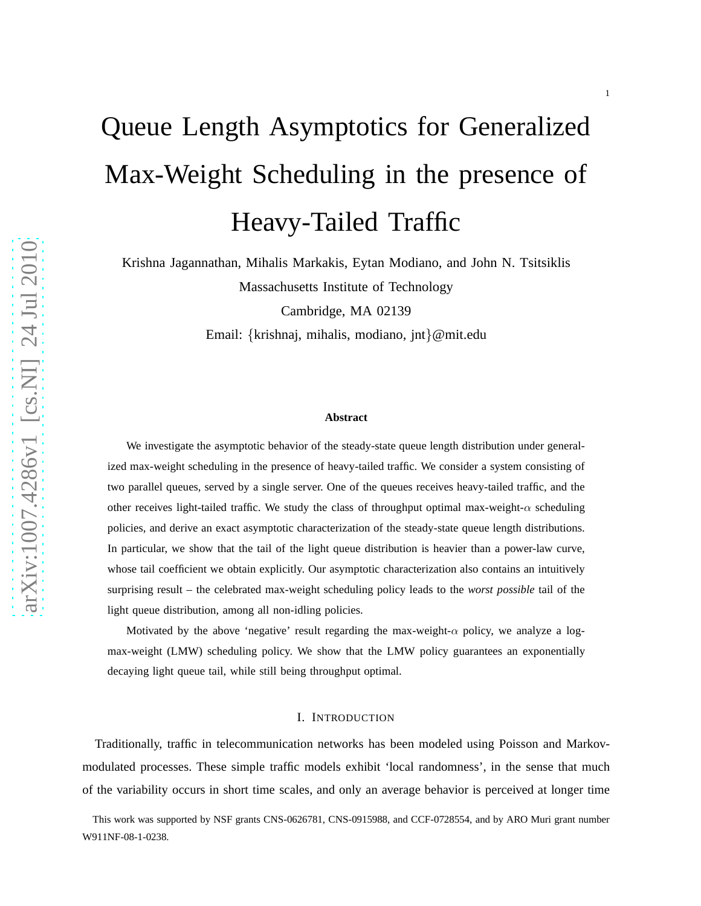# Queue Length Asymptotics for Generalized Max-Weight Scheduling in the presence of Heavy-Tailed Traffic

Krishna Jagannathan, Mihalis Markakis, Eytan Modiano, and John N. Tsitsiklis

Massachusetts Institute of Technology

Cambridge, MA 02139

Email: {krishnaj, mihalis, modiano, jnt}@mit.edu

**Abstract**

We investigate the asymptotic behavior of the steady-state queue length distribution under generalized max-weight scheduling in the presence of heavy-tailed traffic. We consider a system consisting of two parallel queues, served by a single server. One of the queues receives heavy-tailed traffic, and the other receives light-tailed traffic. We study the class of throughput optimal max-weight-$\alpha$ scheduling policies, and derive an exact asymptotic characterization of the steady-state queue length distributions. In particular, we show that the tail of the light queue distribution is heavier than a power-law curve, whose tail coefficient we obtain explicitly. Our asymptotic characterization also contains an intuitively surprising result – the celebrated max-weight scheduling policy leads to the *worst possible* tail of the light queue distribution, among all non-idling policies.

Motivated by the above 'negative' result regarding the max-weight-$\alpha$ policy, we analyze a log-max-weight (LMW) scheduling policy. We show that the LMW policy guarantees an exponentially decaying light queue tail, while still being throughput optimal.

## I. Introduction

Traditionally, traffic in telecommunication networks has been modeled using Poisson and Markov-modulated processes. These simple traffic models exhibit 'local randomness', in the sense that much of the variability occurs in short time scales, and only an average behavior is perceived at longer time

This work was supported by NSF grants CNS-0626781, CNS-0915988, and CCF-0728554, and by ARO Muri grant number W911NF-08-1-0238.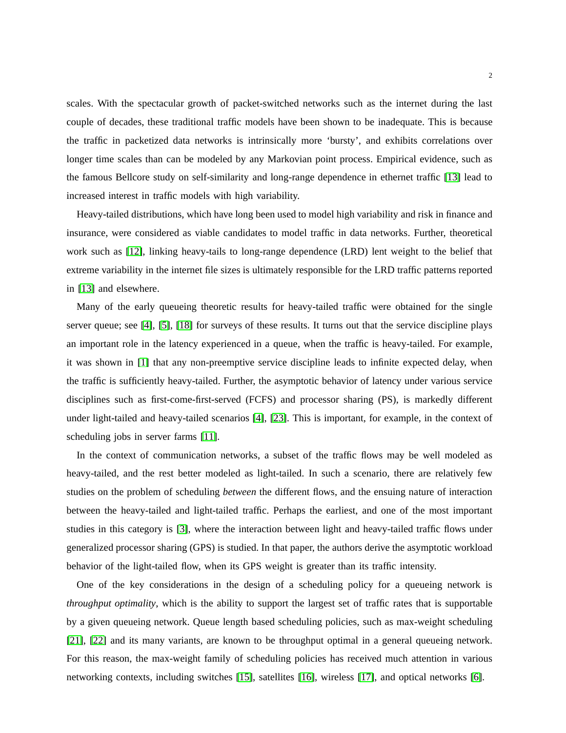scales. With the spectacular growth of packet-switched networks such as the internet during the last couple of decades, these traditional traffic models have been shown to be inadequate. This is because the traffic in packetized data networks is intrinsically more 'bursty', and exhibits correlations over longer time scales than can be modeled by any Markovian point process. Empirical evidence, such as the famous Bellcore study on self-similarity and long-range dependence in ethernet traffic [13] lead to increased interest in traffic models with high variability.

Heavy-tailed distributions, which have long been used to model high variability and risk in finance and insurance, were considered as viable candidates to model traffic in data networks. Further, theoretical work such as [12], linking heavy-tails to long-range dependence (LRD) lent weight to the belief that extreme variability in the internet file sizes is ultimately responsible for the LRD traffic patterns reported in [13] and elsewhere.

Many of the early queueing theoretic results for heavy-tailed traffic were obtained for the single server queue; see [4], [5], [18] for surveys of these results. It turns out that the service discipline plays an important role in the latency experienced in a queue, when the traffic is heavy-tailed. For example, it was shown in [1] that any non-preemptive service discipline leads to infinite expected delay, when the traffic is sufficiently heavy-tailed. Further, the asymptotic behavior of latency under various service disciplines such as first-come-first-served (FCFS) and processor sharing (PS), is markedly different under light-tailed and heavy-tailed scenarios [4], [23]. This is important, for example, in the context of scheduling jobs in server farms [11].

In the context of communication networks, a subset of the traffic flows may be well modeled as heavy-tailed, and the rest better modeled as light-tailed. In such a scenario, there are relatively few studies on the problem of scheduling *between* the different flows, and the ensuing nature of interaction between the heavy-tailed and light-tailed traffic. Perhaps the earliest, and one of the most important studies in this category is [3], where the interaction between light and heavy-tailed traffic flows under generalized processor sharing (GPS) is studied. In that paper, the authors derive the asymptotic workload behavior of the light-tailed flow, when its GPS weight is greater than its traffic intensity.

One of the key considerations in the design of a scheduling policy for a queueing network is *throughput optimality*, which is the ability to support the largest set of traffic rates that is supportable by a given queueing network. Queue length based scheduling policies, such as max-weight scheduling [21], [22] and its many variants, are known to be throughput optimal in a general queueing network. For this reason, the max-weight family of scheduling policies has received much attention in various networking contexts, including switches [15], satellites [16], wireless [17], and optical networks [6].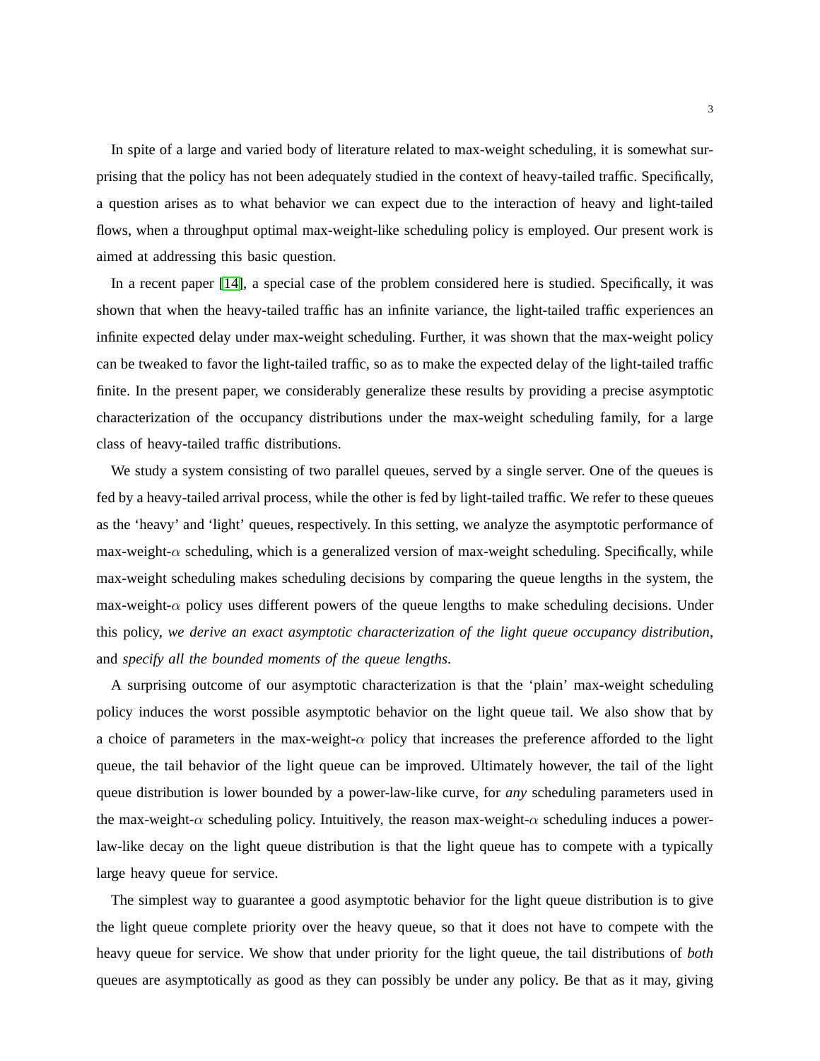In spite of a large and varied body of literature related to max-weight scheduling, it is somewhat surprising that the policy has not been adequately studied in the context of heavy-tailed traffic. Specifically, a question arises as to what behavior we can expect due to the interaction of heavy and light-tailed flows, when a throughput optimal max-weight-like scheduling policy is employed. Our present work is aimed at addressing this basic question.

In a recent paper [14], a special case of the problem considered here is studied. Specifically, it was shown that when the heavy-tailed traffic has an infinite variance, the light-tailed traffic experiences an infinite expected delay under max-weight scheduling. Further, it was shown that the max-weight policy can be tweaked to favor the light-tailed traffic, so as to make the expected delay of the light-tailed traffic finite. In the present paper, we considerably generalize these results by providing a precise asymptotic characterization of the occupancy distributions under the max-weight scheduling family, for a large class of heavy-tailed traffic distributions.

We study a system consisting of two parallel queues, served by a single server. One of the queues is fed by a heavy-tailed arrival process, while the other is fed by light-tailed traffic. We refer to these queues as the 'heavy' and 'light' queues, respectively. In this setting, we analyze the asymptotic performance of max-weight-$\alpha$ scheduling, which is a generalized version of max-weight scheduling. Specifically, while max-weight scheduling makes scheduling decisions by comparing the queue lengths in the system, the max-weight-$\alpha$ policy uses different powers of the queue lengths to make scheduling decisions. Under this policy, *we derive an exact asymptotic characterization of the light queue occupancy distribution*, and *specify all the bounded moments of the queue lengths*.

A surprising outcome of our asymptotic characterization is that the 'plain' max-weight scheduling policy induces the worst possible asymptotic behavior on the light queue tail. We also show that by a choice of parameters in the max-weight-$\alpha$ policy that increases the preference afforded to the light queue, the tail behavior of the light queue can be improved. Ultimately however, the tail of the light queue distribution is lower bounded by a power-law-like curve, for *any* scheduling parameters used in the max-weight-$\alpha$ scheduling policy. Intuitively, the reason max-weight-$\alpha$ scheduling induces a power-law-like decay on the light queue distribution is that the light queue has to compete with a typically large heavy queue for service.

The simplest way to guarantee a good asymptotic behavior for the light queue distribution is to give the light queue complete priority over the heavy queue, so that it does not have to compete with the heavy queue for service. We show that under priority for the light queue, the tail distributions of *both* queues are asymptotically as good as they can possibly be under any policy. Be that as it may, giving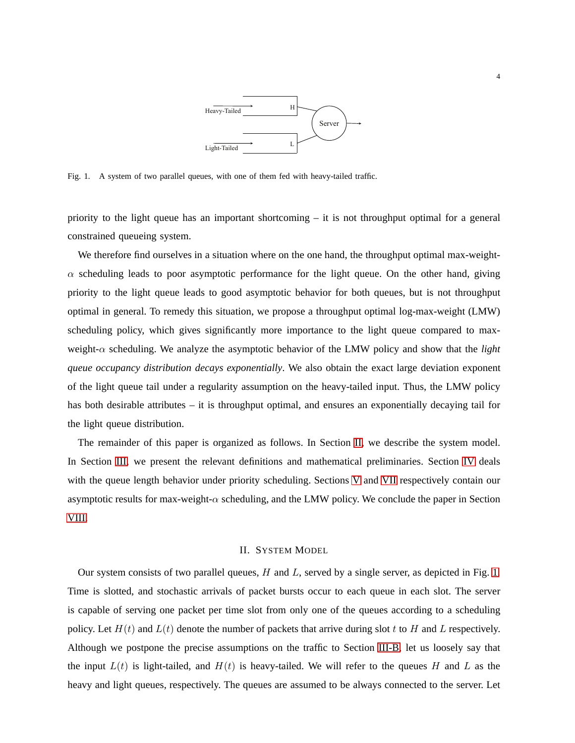Heavy-Tailed

H

Server

Light-Tailed

L

Fig. 1. A system of two parallel queues, with one of them fed with heavy-tailed traffic.

priority to the light queue has an important shortcoming – it is not throughput optimal for a general constrained queueing system.

We therefore find ourselves in a situation where on the one hand, the throughput optimal max-weight-$\alpha$ scheduling leads to poor asymptotic performance for the light queue. On the other hand, giving priority to the light queue leads to good asymptotic behavior for both queues, but is not throughput optimal in general. To remedy this situation, we propose a throughput optimal log-max-weight (LMW) scheduling policy, which gives significantly more importance to the light queue compared to max-weight-$\alpha$ scheduling. We analyze the asymptotic behavior of the LMW policy and show that the *light queue occupancy distribution decays exponentially*. We also obtain the exact large deviation exponent of the light queue tail under a regularity assumption on the heavy-tailed input. Thus, the LMW policy has both desirable attributes – it is throughput optimal, and ensures an exponentially decaying tail for the light queue distribution.

The remainder of this paper is organized as follows. In Section II, we describe the system model. In Section III, we present the relevant definitions and mathematical preliminaries. Section IV deals with the queue length behavior under priority scheduling. Sections V and VII respectively contain our asymptotic results for max-weight-$\alpha$ scheduling, and the LMW policy. We conclude the paper in Section VIII.

## II. System Model

Our system consists of two parallel queues, $H$ and $L$, served by a single server, as depicted in Fig. 1. Time is slotted, and stochastic arrivals of packet bursts occur to each queue in each slot. The server is capable of serving one packet per time slot from only one of the queues according to a scheduling policy. Let $H(t)$ and $L(t)$ denote the number of packets that arrive during slot $t$ to $H$ and $L$ respectively. Although we postpone the precise assumptions on the traffic to Section III-B, let us loosely say that the input $L(t)$ is light-tailed, and $H(t)$ is heavy-tailed. We will refer to the queues $H$ and $L$ as the heavy and light queues, respectively. The queues are assumed to be always connected to the server. Let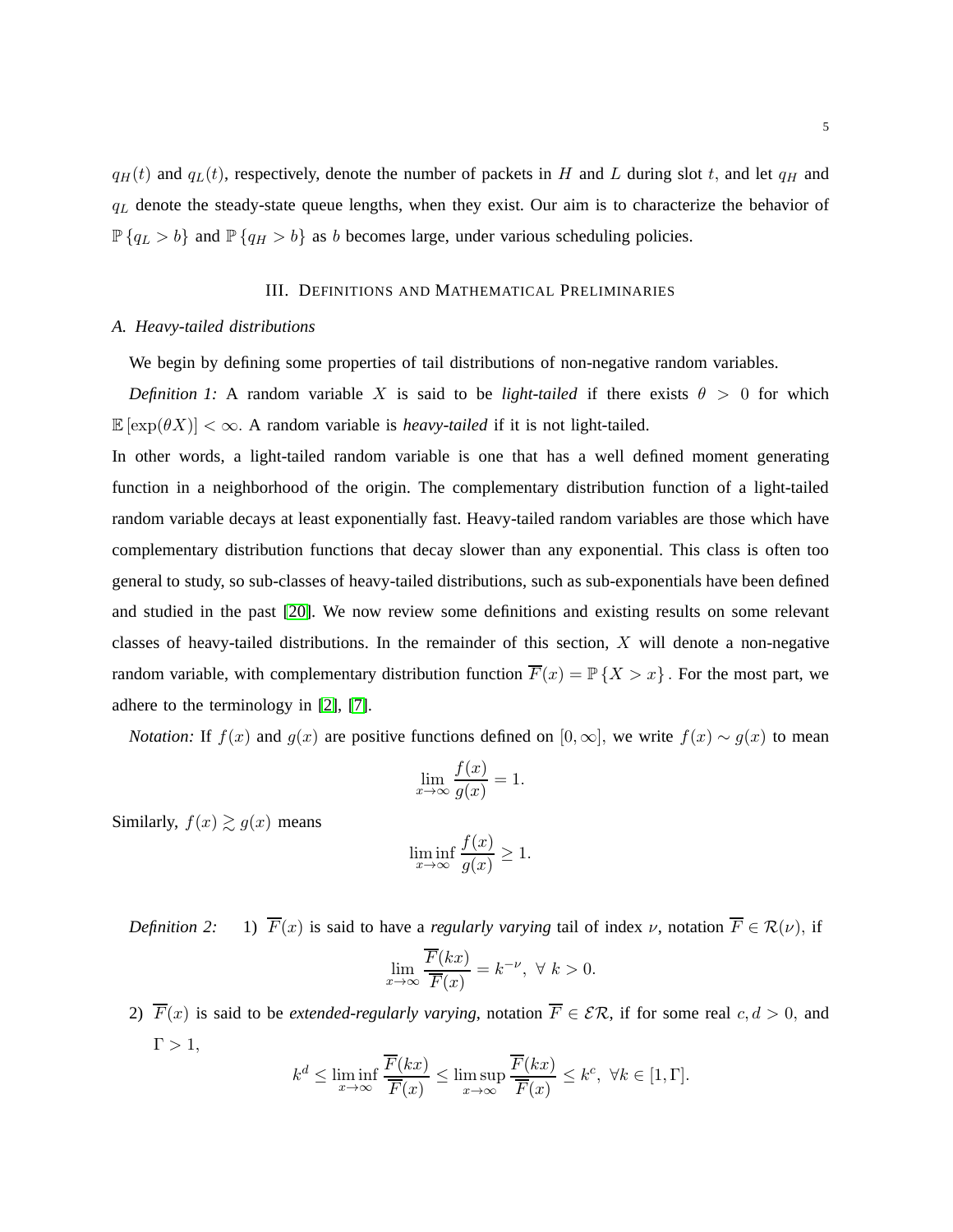$q_H(t)$ and $q_L(t)$, respectively, denote the number of packets in $H$ and $L$ during slot $t$, and let $q_H$ and $q_L$ denote the steady-state queue lengths, when they exist. Our aim is to characterize the behavior of $\mathbb{P}\{q_L > b\}$ and $\mathbb{P}\{q_H > b\}$ as $b$ becomes large, under various scheduling policies.

## III. Definitions and Mathematical Preliminaries

### A. Heavy-tailed distributions

We begin by defining some properties of tail distributions of non-negative random variables.

*Definition 1:* A random variable $X$ is said to be *light-tailed* if there exists $\theta > 0$ for which $\mathbb{E}[\exp(\theta X)] < \infty$. A random variable is *heavy-tailed* if it is not light-tailed.

In other words, a light-tailed random variable is one that has a well defined moment generating function in a neighborhood of the origin. The complementary distribution function of a light-tailed random variable decays at least exponentially fast. Heavy-tailed random variables are those which have complementary distribution functions that decay slower than any exponential. This class is often too general to study, so sub-classes of heavy-tailed distributions, such as sub-exponentials have been defined and studied in the past [20]. We now review some definitions and existing results on some relevant classes of heavy-tailed distributions. In the remainder of this section, $X$ will denote a non-negative random variable, with complementary distribution function $\overline{F}(x) = \mathbb{P}\{X > x\}$. For the most part, we adhere to the terminology in [2], [7].

*Notation:* If $f(x)$ and $g(x)$ are positive functions defined on $[0, \infty]$, we write $f(x) \sim g(x)$ to mean

$$\lim_{x\to\infty} \frac{f(x)}{g(x)} = 1.$$

Similarly, $f(x) \gtrsim g(x)$ means

$$\liminf_{x\to\infty} \frac{f(x)}{g(x)} \geq 1.$$

*Definition 2:* 1) $\overline{F}(x)$ is said to have a *regularly varying* tail of index $\nu$, notation $\overline{F} \in \mathcal{R}(\nu)$, if

$$\lim_{x\to\infty} \frac{\overline{F}(kx)}{\overline{F}(x)} = k^{-\nu}, \ \forall \ k > 0.$$

2) $\overline{F}(x)$ is said to be *extended-regularly varying*, notation $\overline{F} \in \mathcal{ER}$, if for some real $c, d > 0$, and $\Gamma > 1$,

$$k^d \leq \liminf_{x\to\infty} \frac{\overline{F}(kx)}{\overline{F}(x)} \leq \limsup_{x\to\infty} \frac{\overline{F}(kx)}{\overline{F}(x)} \leq k^c, \ \forall k \in [1, \Gamma].$$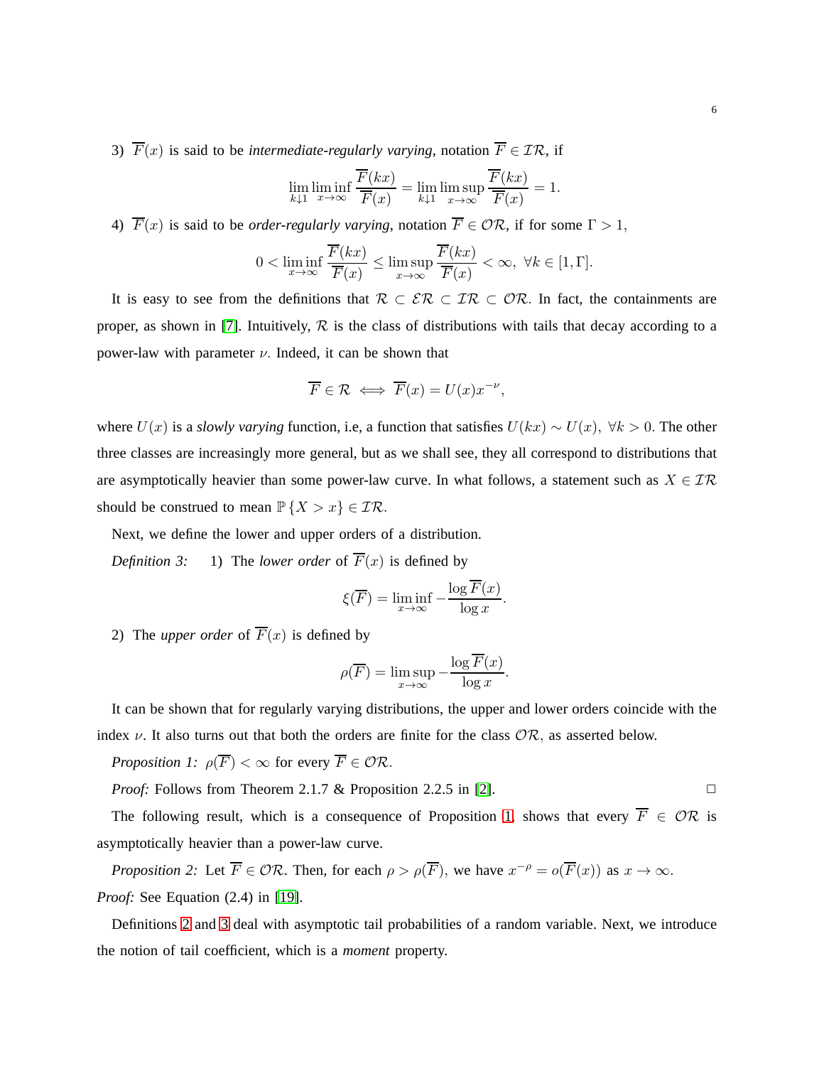3) $\overline{F}(x)$ is said to be *intermediate-regularly varying*, notation $\overline{F} \in \mathcal{IR}$, if

$$\lim_{k \downarrow 1} \liminf_{x \to \infty} \frac{\overline{F}(kx)}{\overline{F}(x)} = \lim_{k \downarrow 1} \limsup_{x \to \infty} \frac{\overline{F}(kx)}{\overline{F}(x)} = 1.$$

4) $\overline{F}(x)$ is said to be *order-regularly varying*, notation $\overline{F} \in \mathcal{OR}$, if for some $\Gamma > 1$,

$$0 < \liminf_{x \to \infty} \frac{\overline{F}(kx)}{\overline{F}(x)} \leq \limsup_{x \to \infty} \frac{\overline{F}(kx)}{\overline{F}(x)} < \infty, \ \forall k \in [1, \Gamma].$$

It is easy to see from the definitions that $\mathcal{R} \subset \mathcal{ER} \subset \mathcal{IR} \subset \mathcal{OR}$. In fact, the containments are proper, as shown in [7]. Intuitively, $\mathcal{R}$ is the class of distributions with tails that decay according to a power-law with parameter $\nu$. Indeed, it can be shown that

$$\overline{F} \in \mathcal{R} \iff \overline{F}(x) = U(x) x^{-\nu},$$

where $U(x)$ is a *slowly varying* function, i.e, a function that satisfies $U(kx) \sim U(x), \ \forall k > 0$. The other three classes are increasingly more general, but as we shall see, they all correspond to distributions that are asymptotically heavier than some power-law curve. In what follows, a statement such as $X \in \mathcal{IR}$ should be construed to mean $\mathbb{P}\{X > x\} \in \mathcal{IR}$.

Next, we define the lower and upper orders of a distribution.

*Definition 3:* 1) The *lower order* of $\overline{F}(x)$ is defined by

$$\xi(\overline{F}) = \liminf_{x \to \infty} -\frac{\log \overline{F}(x)}{\log x}.$$

2) The *upper order* of $\overline{F}(x)$ is defined by

$$\rho(\overline{F}) = \limsup_{x \to \infty} -\frac{\log \overline{F}(x)}{\log x}.$$

It can be shown that for regularly varying distributions, the upper and lower orders coincide with the index $\nu$. It also turns out that both the orders are finite for the class $\mathcal{OR}$, as asserted below.

*Proposition 1:* $\rho(\overline{F}) < \infty$ for every $\overline{F} \in \mathcal{OR}$.

*Proof:* Follows from Theorem 2.1.7 & Proposition 2.2.5 in [2]. □

The following result, which is a consequence of Proposition 1, shows that every $\overline{F} \in \mathcal{OR}$ is asymptotically heavier than a power-law curve.

*Proposition 2:* Let $\overline{F} \in \mathcal{OR}$. Then, for each $\rho > \rho(\overline{F})$, we have $x^{-\rho} = o(\overline{F}(x))$ as $x \to \infty$.

*Proof:* See Equation (2.4) in [19].

Definitions 2 and 3 deal with asymptotic tail probabilities of a random variable. Next, we introduce the notion of tail coefficient, which is a *moment* property.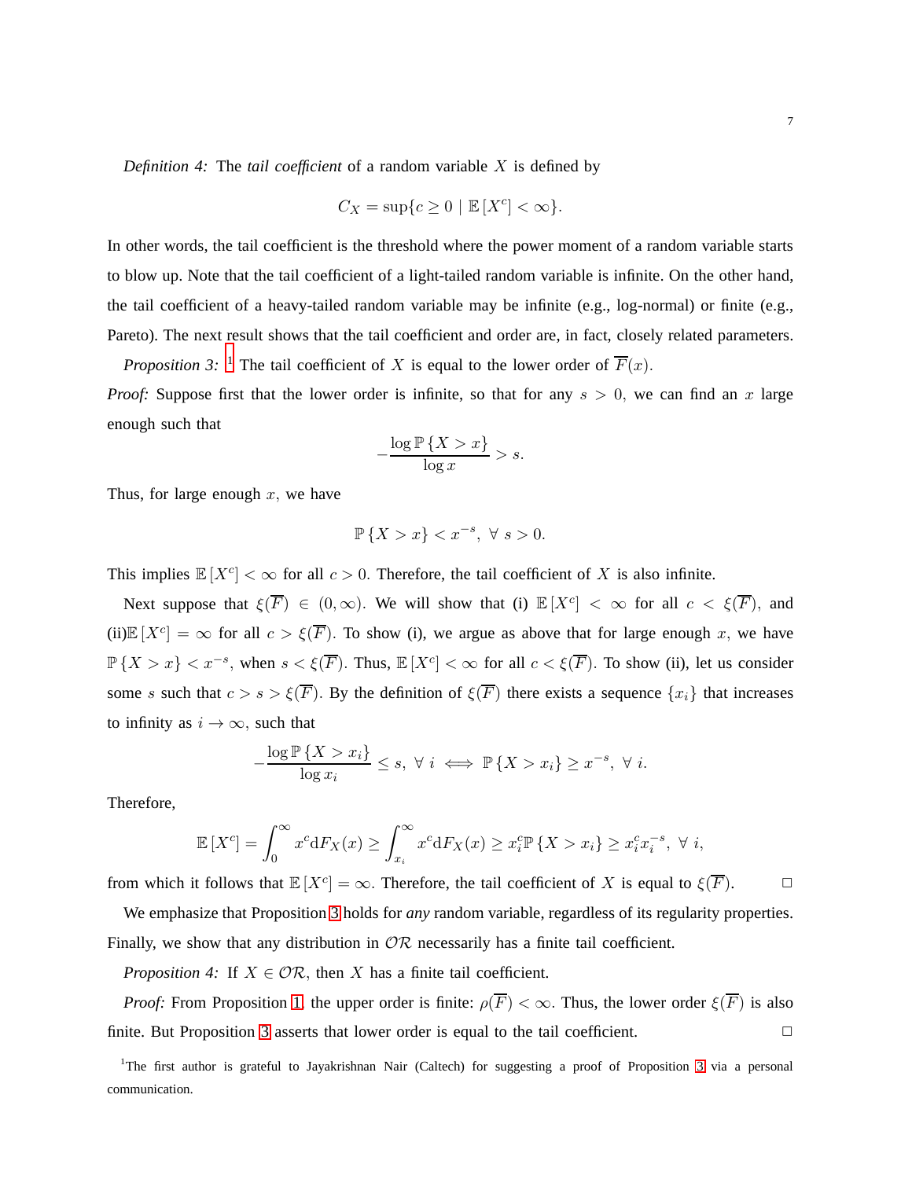*Definition 4:* The *tail coefficient* of a random variable $X$ is defined by

$$C_X = \sup\{c \geq 0 \mid \mathbb{E}\left[X^c\right] < \infty\}.$$

In other words, the tail coefficient is the threshold where the power moment of a random variable starts to blow up. Note that the tail coefficient of a light-tailed random variable is infinite. On the other hand, the tail coefficient of a heavy-tailed random variable may be infinite (e.g., log-normal) or finite (e.g., Pareto). The next result shows that the tail coefficient and order are, in fact, closely related parameters.

*Proposition 3:* [1] The tail coefficient of $X$ is equal to the lower order of $\overline{F}(x)$.

*Proof:* Suppose first that the lower order is infinite, so that for any $s > 0$, we can find an $x$ large enough such that

$$-\frac{\log \mathbb{P}\left\{X > x\right\}}{\log x} > s.$$

Thus, for large enough $x$, we have

$$\mathbb{P}\left\{X > x\right\} < x^{-s}, \ \forall \ s > 0.$$

This implies $\mathbb{E}\left[X^c\right] < \infty$ for all $c > 0$. Therefore, the tail coefficient of $X$ is also infinite.

Next suppose that $\xi(\overline{F}) \in (0, \infty)$. We will show that (i) $\mathbb{E}\left[X^c\right] < \infty$ for all $c < \xi(\overline{F})$, and (ii)$\mathbb{E}\left[X^c\right] = \infty$ for all $c > \xi(\overline{F})$. To show (i), we argue as above that for large enough $x$, we have $\mathbb{P}\left\{X > x\right\} < x^{-s}$, when $s < \xi(\overline{F})$. Thus, $\mathbb{E}\left[X^c\right] < \infty$ for all $c < \xi(\overline{F})$. To show (ii), let us consider some $s$ such that $c > s > \xi(\overline{F})$. By the definition of $\xi(\overline{F})$ there exists a sequence $\{x_i\}$ that increases to infinity as $i \to \infty$, such that

$$-\frac{\log \mathbb{P}\left\{X > x_i\right\}}{\log x_i} \leq s, \ \forall \ i \iff \mathbb{P}\left\{X > x_i\right\} \geq x^{-s}, \ \forall \ i.$$

Therefore,

$$\mathbb{E}\left[X^c\right] = \int_0^\infty x^c \mathrm{d}F_X(x) \geq \int_{x_i}^\infty x^c \mathrm{d}F_X(x) \geq x_i^c \mathbb{P}\left\{X > x_i\right\} \geq x_i^c x_i^{-s}, \ \forall \ i,$$

from which it follows that $\mathbb{E}\left[X^c\right] = \infty$. Therefore, the tail coefficient of $X$ is equal to $\xi(\overline{F})$. □

We emphasize that Proposition 3 holds for *any* random variable, regardless of its regularity properties. Finally, we show that any distribution in $\mathcal{OR}$ necessarily has a finite tail coefficient.

*Proposition 4:* If $X \in \mathcal{OR}$, then $X$ has a finite tail coefficient.

*Proof:* From Proposition 1, the upper order is finite: $\rho(\overline{F}) < \infty$. Thus, the lower order $\xi(\overline{F})$ is also finite. But Proposition 3 asserts that lower order is equal to the tail coefficient. □

[1]The first author is grateful to Jayakrishnan Nair (Caltech) for suggesting a proof of Proposition 3 via a personal communication.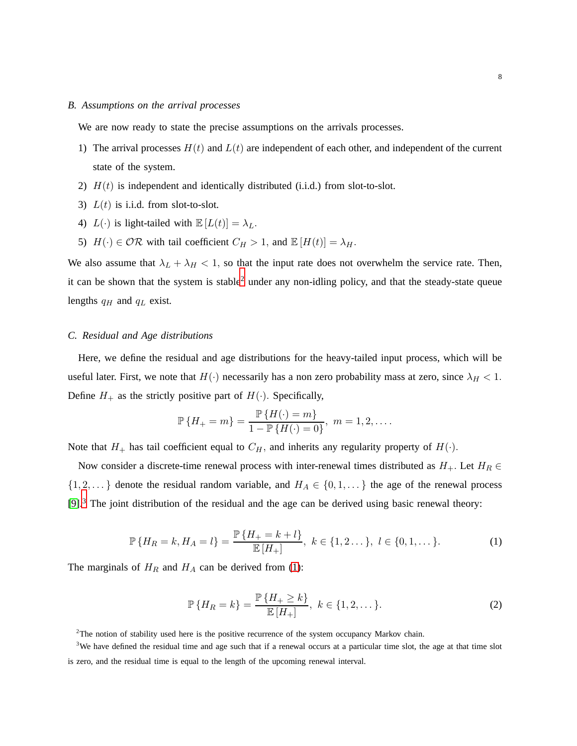### B. Assumptions on the arrival processes

We are now ready to state the precise assumptions on the arrivals processes.

1) The arrival processes $H(t)$ and $L(t)$ are independent of each other, and independent of the current state of the system.
2) $H(t)$ is independent and identically distributed (i.i.d.) from slot-to-slot.
3) $L(t)$ is i.i.d. from slot-to-slot.
4) $L(\cdot)$ is light-tailed with $\mathbb{E}[L(t)] = \lambda_L$.
5) $H(\cdot) \in \mathcal{OR}$ with tail coefficient $C_H > 1$, and $\mathbb{E}[H(t)] = \lambda_H$.

We also assume that $\lambda_L + \lambda_H < 1$, so that the input rate does not overwhelm the service rate. Then, it can be shown that the system is stable[2] under any non-idling policy, and that the steady-state queue lengths $q_H$ and $q_L$ exist.

### C. Residual and Age distributions

Here, we define the residual and age distributions for the heavy-tailed input process, which will be useful later. First, we note that $H(\cdot)$ necessarily has a non zero probability mass at zero, since $\lambda_H < 1$. Define $H_+$ as the strictly positive part of $H(\cdot)$. Specifically,

$$\mathbb{P}\{H_+ = m\} = \frac{\mathbb{P}\{H(\cdot) = m\}}{1 - \mathbb{P}\{H(\cdot) = 0\}},\ m = 1, 2, \ldots.$$

Note that $H_+$ has tail coefficient equal to $C_H$, and inherits any regularity property of $H(\cdot)$.

Now consider a discrete-time renewal process with inter-renewal times distributed as $H_+$. Let $H_R \in \{1, 2, \ldots\}$ denote the residual random variable, and $H_A \in \{0, 1, \ldots\}$ the age of the renewal process [9].[3] The joint distribution of the residual and the age can be derived using basic renewal theory:

$$\mathbb{P}\{H_R = k, H_A = l\} = \frac{\mathbb{P}\{H_+ = k + l\}}{\mathbb{E}[H_+]},\ k \in \{1, 2 \ldots\},\ l \in \{0, 1, \ldots\}. \tag{1}$$

The marginals of $H_R$ and $H_A$ can be derived from (1):

$$\mathbb{P}\{H_R = k\} = \frac{\mathbb{P}\{H_+ \geq k\}}{\mathbb{E}[H_+]},\ k \in \{1, 2, \ldots\}. \tag{2}$$

[2] The notion of stability used here is the positive recurrence of the system occupancy Markov chain.

[3] We have defined the residual time and age such that if a renewal occurs at a particular time slot, the age at that time slot is zero, and the residual time is equal to the length of the upcoming renewal interval.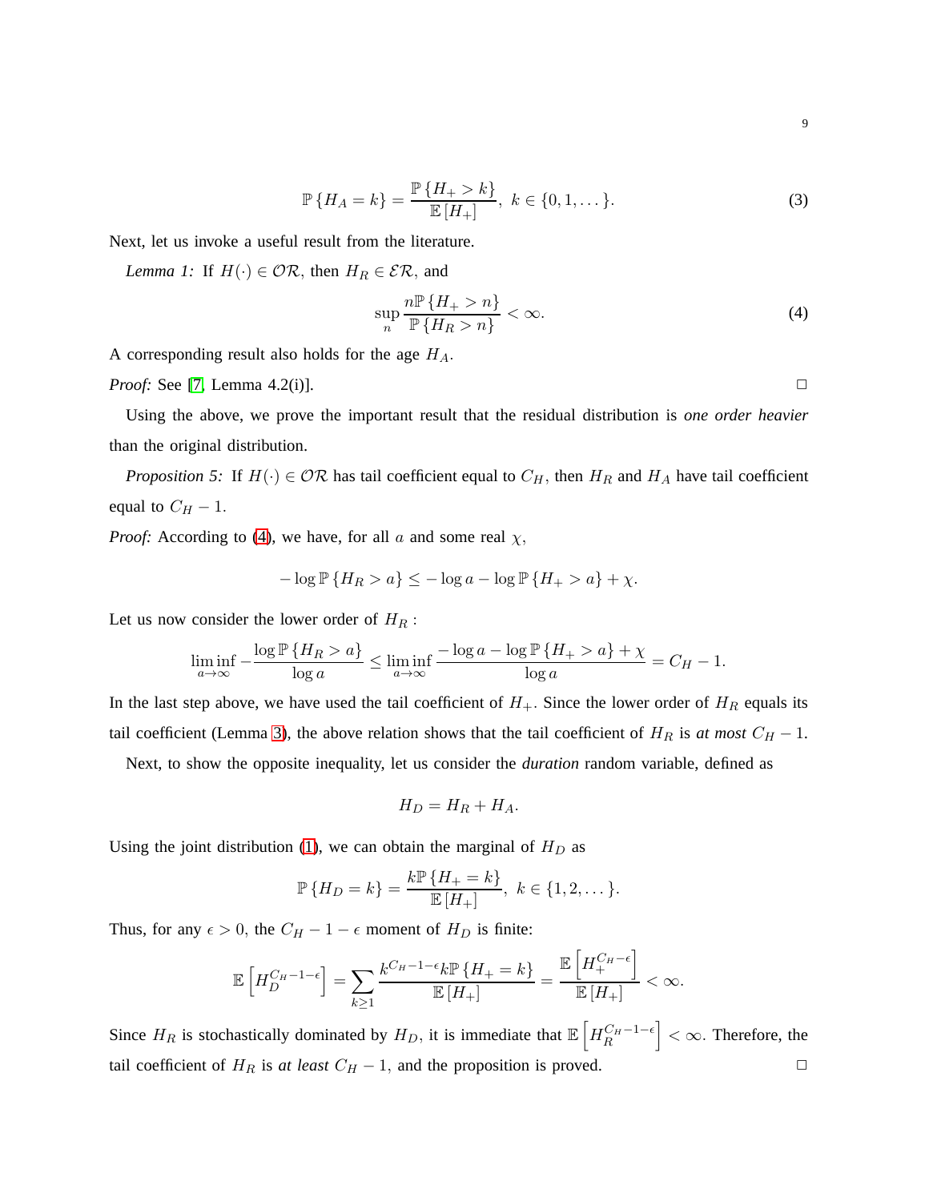$$\mathbb{P}\{H_A = k\} = \frac{\mathbb{P}\{H_+ > k\}}{\mathbb{E}[H_+]},\ k \in \{0, 1, \dots\}. \tag{3}$$

Next, let us invoke a useful result from the literature.

*Lemma 1:* If $H(\cdot) \in \mathcal{OR}$, then $H_R \in \mathcal{ER}$, and

$$\sup_n \frac{n\mathbb{P}\{H_+ > n\}}{\mathbb{P}\{H_R > n\}} < \infty. \tag{4}$$

A corresponding result also holds for the age $H_A$.

*Proof:* See [7, Lemma 4.2(i)]. □

Using the above, we prove the important result that the residual distribution is *one order heavier* than the original distribution.

*Proposition 5:* If $H(\cdot) \in \mathcal{OR}$ has tail coefficient equal to $C_H$, then $H_R$ and $H_A$ have tail coefficient equal to $C_H - 1$.

*Proof:* According to (4), we have, for all $a$ and some real $\chi$,

$$-\log \mathbb{P}\{H_R > a\} \leq -\log a - \log \mathbb{P}\{H_+ > a\} + \chi.$$

Let us now consider the lower order of $H_R$ :

$$\liminf_{a\to\infty} -\frac{\log \mathbb{P}\{H_R > a\}}{\log a} \leq \liminf_{a\to\infty} \frac{-\log a - \log \mathbb{P}\{H_+ > a\} + \chi}{\log a} = C_H - 1.$$

In the last step above, we have used the tail coefficient of $H_+$. Since the lower order of $H_R$ equals its tail coefficient (Lemma 3), the above relation shows that the tail coefficient of $H_R$ is *at most* $C_H - 1$.

Next, to show the opposite inequality, let us consider the *duration* random variable, defined as

$$H_D = H_R + H_A.$$

Using the joint distribution (1), we can obtain the marginal of $H_D$ as

$$\mathbb{P}\{H_D = k\} = \frac{k\mathbb{P}\{H_+ = k\}}{\mathbb{E}[H_+]},\ k \in \{1, 2, \dots\}.$$

Thus, for any $\epsilon > 0$, the $C_H - 1 - \epsilon$ moment of $H_D$ is finite:

$$\mathbb{E}\left[H_D^{C_H - 1 - \epsilon}\right] = \sum_{k\geq 1} \frac{k^{C_H - 1 - \epsilon} k\mathbb{P}\{H_+ = k\}}{\mathbb{E}[H_+]} = \frac{\mathbb{E}\left[H_+^{C_H - \epsilon}\right]}{\mathbb{E}[H_+]} < \infty.$$

Since $H_R$ is stochastically dominated by $H_D$, it is immediate that $\mathbb{E}\left[H_R^{C_H - 1 - \epsilon}\right] < \infty$. Therefore, the tail coefficient of $H_R$ is *at least* $C_H - 1$, and the proposition is proved. □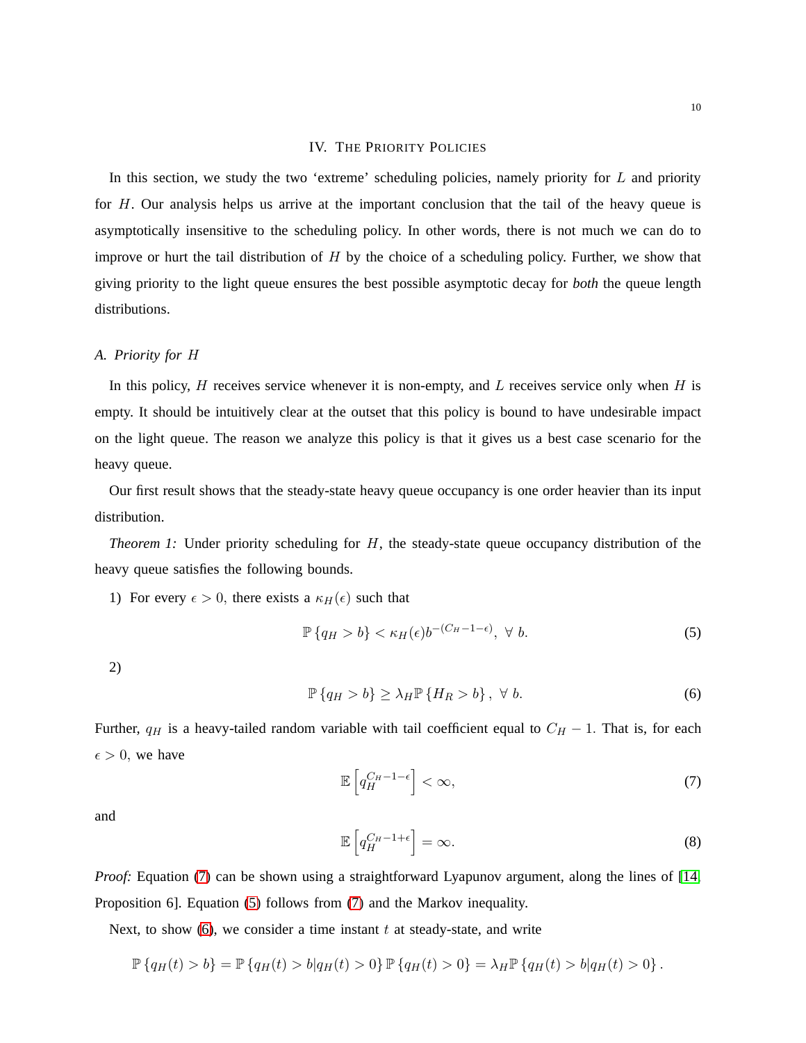## IV. The Priority Policies

In this section, we study the two 'extreme' scheduling policies, namely priority for $L$ and priority for $H$. Our analysis helps us arrive at the important conclusion that the tail of the heavy queue is asymptotically insensitive to the scheduling policy. In other words, there is not much we can do to improve or hurt the tail distribution of $H$ by the choice of a scheduling policy. Further, we show that giving priority to the light queue ensures the best possible asymptotic decay for *both* the queue length distributions.

### A. Priority for $H$

In this policy, $H$ receives service whenever it is non-empty, and $L$ receives service only when $H$ is empty. It should be intuitively clear at the outset that this policy is bound to have undesirable impact on the light queue. The reason we analyze this policy is that it gives us a best case scenario for the heavy queue.

Our first result shows that the steady-state heavy queue occupancy is one order heavier than its input distribution.

*Theorem 1:* Under priority scheduling for $H$, the steady-state queue occupancy distribution of the heavy queue satisfies the following bounds.

1) For every $\epsilon > 0$, there exists a $\kappa_H(\epsilon)$ such that

$$\mathbb{P}\{q_H > b\} < \kappa_H(\epsilon) b^{-(C_H - 1 - \epsilon)}, \ \forall \ b. \tag{5}$$

2)

$$\mathbb{P}\{q_H > b\} \geq \lambda_H \mathbb{P}\{H_R > b\}, \ \forall \ b. \tag{6}$$

Further, $q_H$ is a heavy-tailed random variable with tail coefficient equal to $C_H - 1$. That is, for each $\epsilon > 0$, we have

$$\mathbb{E}\left[q_H^{C_H - 1 - \epsilon}\right] < \infty, \tag{7}$$

and

$$\mathbb{E}\left[q_H^{C_H - 1 + \epsilon}\right] = \infty. \tag{8}$$

*Proof:* Equation (7) can be shown using a straightforward Lyapunov argument, along the lines of [14, Proposition 6]. Equation (5) follows from (7) and the Markov inequality.

Next, to show (6), we consider a time instant $t$ at steady-state, and write

$$\mathbb{P}\{q_H(t) > b\} = \mathbb{P}\{q_H(t) > b | q_H(t) > 0\} \mathbb{P}\{q_H(t) > 0\} = \lambda_H \mathbb{P}\{q_H(t) > b | q_H(t) > 0\}.$$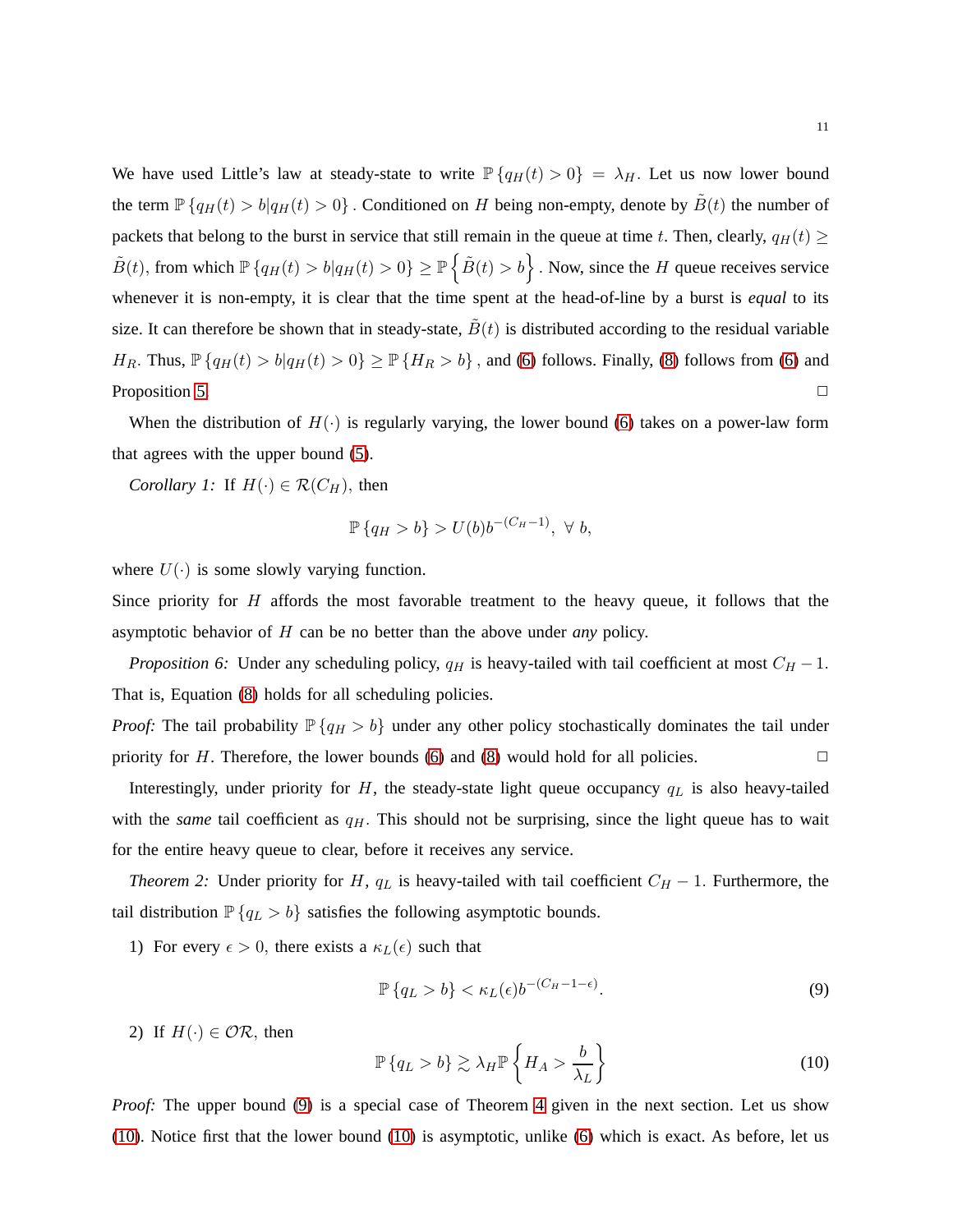We have used Little's law at steady-state to write $\mathbb{P}\{q_H(t) > 0\} = \lambda_H$. Let us now lower bound the term $\mathbb{P}\{q_H(t) > b | q_H(t) > 0\}$. Conditioned on $H$ being non-empty, denote by $\tilde{B}(t)$ the number of packets that belong to the burst in service that still remain in the queue at time $t$. Then, clearly, $q_H(t) \geq \tilde{B}(t)$, from which $\mathbb{P}\{q_H(t) > b | q_H(t) > 0\} \geq \mathbb{P}\left\{\tilde{B}(t) > b\right\}$. Now, since the $H$ queue receives service whenever it is non-empty, it is clear that the time spent at the head-of-line by a burst is *equal* to its size. It can therefore be shown that in steady-state, $\tilde{B}(t)$ is distributed according to the residual variable $H_R$. Thus, $\mathbb{P}\{q_H(t) > b | q_H(t) > 0\} \geq \mathbb{P}\{H_R > b\}$, and (6) follows. Finally, (8) follows from (6) and Proposition 5. □

When the distribution of $H(\cdot)$ is regularly varying, the lower bound (6) takes on a power-law form that agrees with the upper bound (5).

*Corollary 1:* If $H(\cdot) \in \mathcal{R}(C_H)$, then

$$\mathbb{P}\{q_H > b\} > U(b) b^{-(C_H - 1)}, \ \forall \ b,$$

where $U(\cdot)$ is some slowly varying function.

Since priority for $H$ affords the most favorable treatment to the heavy queue, it follows that the asymptotic behavior of $H$ can be no better than the above under *any* policy.

*Proposition 6:* Under any scheduling policy, $q_H$ is heavy-tailed with tail coefficient at most $C_H - 1$. That is, Equation (8) holds for all scheduling policies.

*Proof:* The tail probability $\mathbb{P}\{q_H > b\}$ under any other policy stochastically dominates the tail under priority for $H$. Therefore, the lower bounds (6) and (8) would hold for all policies. □

Interestingly, under priority for $H$, the steady-state light queue occupancy $q_L$ is also heavy-tailed with the *same* tail coefficient as $q_H$. This should not be surprising, since the light queue has to wait for the entire heavy queue to clear, before it receives any service.

*Theorem 2:* Under priority for $H$, $q_L$ is heavy-tailed with tail coefficient $C_H - 1$. Furthermore, the tail distribution $\mathbb{P}\{q_L > b\}$ satisfies the following asymptotic bounds.

1) For every $\epsilon > 0$, there exists a $\kappa_L(\epsilon)$ such that

$$\mathbb{P}\{q_L > b\} < \kappa_L(\epsilon) b^{-(C_H - 1 - \epsilon)}. \tag{9}$$

2) If $H(\cdot) \in \mathcal{OR}$, then

$$\mathbb{P}\{q_L > b\} \gtrsim \lambda_H \mathbb{P}\left\{H_A > \frac{b}{\lambda_L}\right\} \tag{10}$$

*Proof:* The upper bound (9) is a special case of Theorem 4 given in the next section. Let us show (10). Notice first that the lower bound (10) is asymptotic, unlike (6) which is exact. As before, let us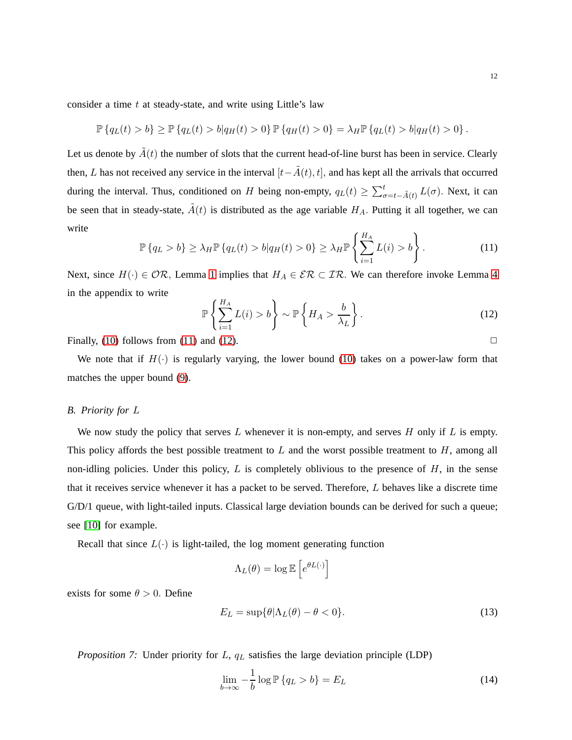consider a time $t$ at steady-state, and write using Little's law

$$\mathbb{P}\{q_L(t) > b\} \geq \mathbb{P}\{q_L(t) > b | q_H(t) > 0\} \mathbb{P}\{q_H(t) > 0\} = \lambda_H \mathbb{P}\{q_L(t) > b | q_H(t) > 0\}.$$

Let us denote by $\tilde{A}(t)$ the number of slots that the current head-of-line burst has been in service. Clearly then, $L$ has not received any service in the interval $[t - \tilde{A}(t), t]$, and has kept all the arrivals that occurred during the interval. Thus, conditioned on $H$ being non-empty, $q_L(t) \geq \sum_{\sigma = t - \tilde{A}(t)}^{t} L(\sigma)$. Next, it can be seen that in steady-state, $\tilde{A}(t)$ is distributed as the age variable $H_A$. Putting it all together, we can write

$$\mathbb{P}\{q_L > b\} \geq \lambda_H \mathbb{P}\{q_L(t) > b | q_H(t) > 0\} \geq \lambda_H \mathbb{P}\left\{\sum_{i=1}^{H_A} L(i) > b\right\}. \tag{11}$$

Next, since $H(\cdot) \in \mathcal{OR}$, Lemma 1 implies that $H_A \in \mathcal{ER} \subset \mathcal{IR}$. We can therefore invoke Lemma 4 in the appendix to write

$$\mathbb{P}\left\{\sum_{i=1}^{H_A} L(i) > b\right\} \sim \mathbb{P}\left\{H_A > \frac{b}{\lambda_L}\right\}. \tag{12}$$

Finally, (10) follows from (11) and (12). □

We note that if $H(\cdot)$ is regularly varying, the lower bound (10) takes on a power-law form that matches the upper bound (9).

### *B. Priority for $L$*

We now study the policy that serves $L$ whenever it is non-empty, and serves $H$ only if $L$ is empty. This policy affords the best possible treatment to $L$ and the worst possible treatment to $H$, among all non-idling policies. Under this policy, $L$ is completely oblivious to the presence of $H$, in the sense that it receives service whenever it has a packet to be served. Therefore, $L$ behaves like a discrete time G/D/1 queue, with light-tailed inputs. Classical large deviation bounds can be derived for such a queue; see [10] for example.

Recall that since $L(\cdot)$ is light-tailed, the log moment generating function

$$\Lambda_L(\theta) = \log \mathbb{E}\left[e^{\theta L(\cdot)}\right]$$

exists for some $\theta > 0$. Define

$$E_L = \sup\{\theta | \Lambda_L(\theta) - \theta < 0\}. \tag{13}$$

*Proposition 7:* Under priority for $L$, $q_L$ satisfies the large deviation principle (LDP)

$$\lim_{b \to \infty} -\frac{1}{b} \log \mathbb{P}\{q_L > b\} = E_L \tag{14}$$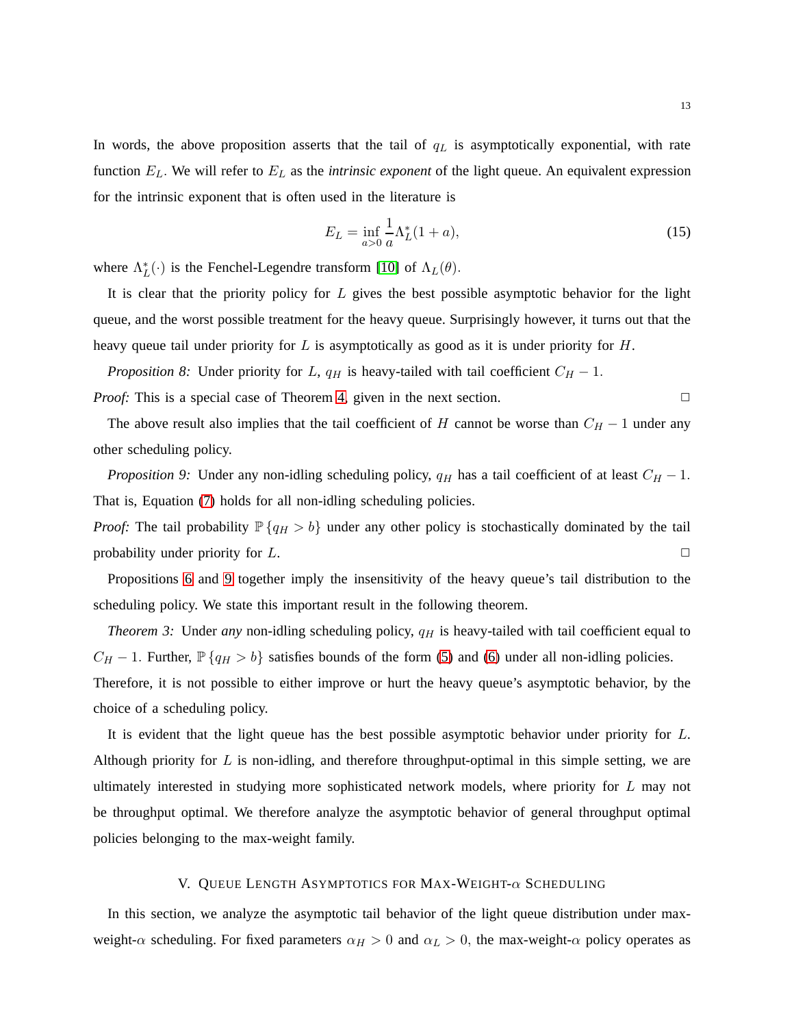In words, the above proposition asserts that the tail of $q_L$ is asymptotically exponential, with rate function $E_L$. We will refer to $E_L$ as the *intrinsic exponent* of the light queue. An equivalent expression for the intrinsic exponent that is often used in the literature is

$$E_L = \inf_{a>0} \frac{1}{a} \Lambda_L^*(1+a), \tag{15}$$

where $\Lambda_L^*(\cdot)$ is the Fenchel-Legendre transform [10] of $\Lambda_L(\theta)$.

It is clear that the priority policy for $L$ gives the best possible asymptotic behavior for the light queue, and the worst possible treatment for the heavy queue. Surprisingly however, it turns out that the heavy queue tail under priority for $L$ is asymptotically as good as it is under priority for $H$.

*Proposition 8:* Under priority for $L$, $q_H$ is heavy-tailed with tail coefficient $C_H - 1$.

*Proof:* This is a special case of Theorem 4, given in the next section. □

The above result also implies that the tail coefficient of $H$ cannot be worse than $C_H - 1$ under any other scheduling policy.

*Proposition 9:* Under any non-idling scheduling policy, $q_H$ has a tail coefficient of at least $C_H - 1$. That is, Equation (7) holds for all non-idling scheduling policies.

*Proof:* The tail probability $\mathbb{P}\{q_H > b\}$ under any other policy is stochastically dominated by the tail probability under priority for $L$. □

Propositions 6 and 9 together imply the insensitivity of the heavy queue's tail distribution to the scheduling policy. We state this important result in the following theorem.

*Theorem 3:* Under *any* non-idling scheduling policy, $q_H$ is heavy-tailed with tail coefficient equal to $C_H - 1$. Further, $\mathbb{P}\{q_H > b\}$ satisfies bounds of the form (5) and (6) under all non-idling policies. Therefore, it is not possible to either improve or hurt the heavy queue's asymptotic behavior, by the choice of a scheduling policy.

It is evident that the light queue has the best possible asymptotic behavior under priority for $L$. Although priority for $L$ is non-idling, and therefore throughput-optimal in this simple setting, we are ultimately interested in studying more sophisticated network models, where priority for $L$ may not be throughput optimal. We therefore analyze the asymptotic behavior of general throughput optimal policies belonging to the max-weight family.

## V. Queue Length Asymptotics for Max-Weight-$\alpha$ Scheduling

In this section, we analyze the asymptotic tail behavior of the light queue distribution under max-weight-$\alpha$ scheduling. For fixed parameters $\alpha_H > 0$ and $\alpha_L > 0$, the max-weight-$\alpha$ policy operates as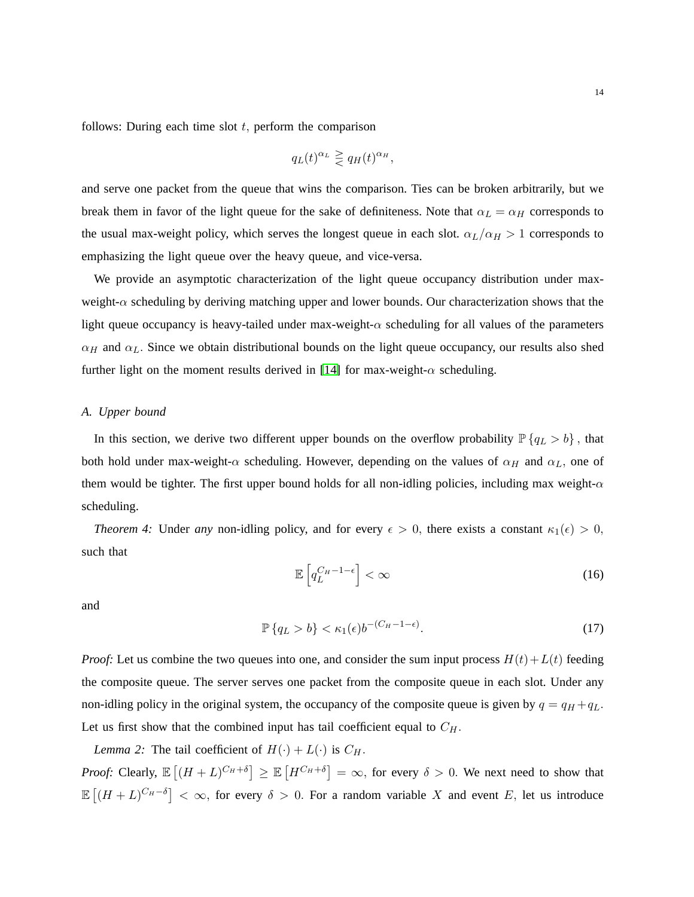follows: During each time slot $t$, perform the comparison

$$q_L(t)^{\alpha_L} \gtreqless q_H(t)^{\alpha_H},$$

and serve one packet from the queue that wins the comparison. Ties can be broken arbitrarily, but we break them in favor of the light queue for the sake of definiteness. Note that $\alpha_L = \alpha_H$ corresponds to the usual max-weight policy, which serves the longest queue in each slot. $\alpha_L/\alpha_H > 1$ corresponds to emphasizing the light queue over the heavy queue, and vice-versa.

We provide an asymptotic characterization of the light queue occupancy distribution under max-weight-$\alpha$ scheduling by deriving matching upper and lower bounds. Our characterization shows that the light queue occupancy is heavy-tailed under max-weight-$\alpha$ scheduling for all values of the parameters $\alpha_H$ and $\alpha_L$. Since we obtain distributional bounds on the light queue occupancy, our results also shed further light on the moment results derived in [14] for max-weight-$\alpha$ scheduling.

### A. Upper bound

In this section, we derive two different upper bounds on the overflow probability $\mathbb{P}\{q_L > b\}$, that both hold under max-weight-$\alpha$ scheduling. However, depending on the values of $\alpha_H$ and $\alpha_L$, one of them would be tighter. The first upper bound holds for all non-idling policies, including max weight-$\alpha$ scheduling.

*Theorem 4:* Under *any* non-idling policy, and for every $\epsilon > 0$, there exists a constant $\kappa_1(\epsilon) > 0$, such that

$$\mathbb{E}\left[q_L^{C_H-1-\epsilon}\right] < \infty \tag{16}$$

and

$$\mathbb{P}\{q_L > b\} < \kappa_1(\epsilon) b^{-(C_H-1-\epsilon)}. \tag{17}$$

*Proof:* Let us combine the two queues into one, and consider the sum input process $H(t)+L(t)$ feeding the composite queue. The server serves one packet from the composite queue in each slot. Under any non-idling policy in the original system, the occupancy of the composite queue is given by $q = q_H + q_L$. Let us first show that the combined input has tail coefficient equal to $C_H$.

*Lemma 2:* The tail coefficient of $H(\cdot) + L(\cdot)$ is $C_H$.

*Proof:* Clearly, $\mathbb{E}\left[(H+L)^{C_H+\delta}\right] \geq \mathbb{E}\left[H^{C_H+\delta}\right] = \infty$, for every $\delta > 0$. We next need to show that $\mathbb{E}\left[(H+L)^{C_H-\delta}\right] < \infty$, for every $\delta > 0$. For a random variable $X$ and event $E$, let us introduce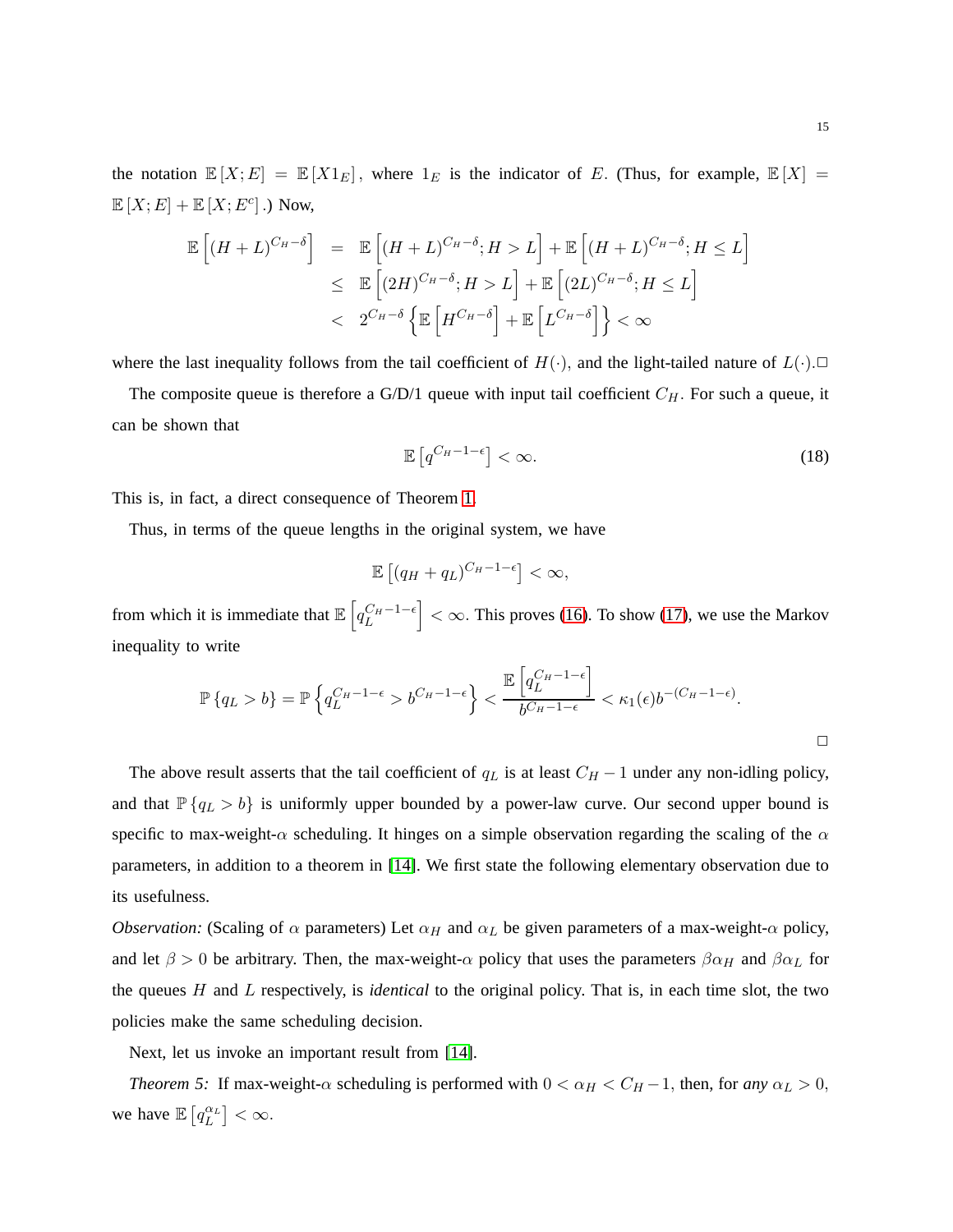the notation $\mathbb{E}[X;E] = \mathbb{E}[X1_E]$, where $1_E$ is the indicator of $E$. (Thus, for example, $\mathbb{E}[X] = \mathbb{E}[X;E] + \mathbb{E}[X;E^c]$.) Now,

$$
\begin{aligned}
\mathbb{E}\left[(H+L)^{C_H-\delta}\right] &= \mathbb{E}\left[(H+L)^{C_H-\delta}; H > L\right] + \mathbb{E}\left[(H+L)^{C_H-\delta}; H \leq L\right] \\
&\leq \mathbb{E}\left[(2H)^{C_H-\delta}; H > L\right] + \mathbb{E}\left[(2L)^{C_H-\delta}; H \leq L\right] \\
&< 2^{C_H-\delta}\left\{\mathbb{E}\left[H^{C_H-\delta}\right] + \mathbb{E}\left[L^{C_H-\delta}\right]\right\} < \infty
\end{aligned}
$$

where the last inequality follows from the tail coefficient of $H(\cdot)$, and the light-tailed nature of $L(\cdot)$.□

The composite queue is therefore a G/D/1 queue with input tail coefficient $C_H$. For such a queue, it can be shown that

$$
\mathbb{E}\left[q^{C_H-1-\epsilon}\right] < \infty. \tag{18}
$$

This is, in fact, a direct consequence of Theorem 1.

Thus, in terms of the queue lengths in the original system, we have

$$
\mathbb{E}\left[(q_H + q_L)^{C_H-1-\epsilon}\right] < \infty,
$$

from which it is immediate that $\mathbb{E}\left[q_L^{C_H-1-\epsilon}\right] < \infty$. This proves (16). To show (17), we use the Markov inequality to write

$$
\mathbb{P}\{q_L > b\} = \mathbb{P}\left\{q_L^{C_H-1-\epsilon} > b^{C_H-1-\epsilon}\right\} < \frac{\mathbb{E}\left[q_L^{C_H-1-\epsilon}\right]}{b^{C_H-1-\epsilon}} < \kappa_1(\epsilon) b^{-(C_H-1-\epsilon)}.
$$

□

The above result asserts that the tail coefficient of $q_L$ is at least $C_H - 1$ under any non-idling policy, and that $\mathbb{P}\{q_L > b\}$ is uniformly upper bounded by a power-law curve. Our second upper bound is specific to max-weight-$\alpha$ scheduling. It hinges on a simple observation regarding the scaling of the $\alpha$ parameters, in addition to a theorem in [14]. We first state the following elementary observation due to its usefulness.

*Observation:* (Scaling of $\alpha$ parameters) Let $\alpha_H$ and $\alpha_L$ be given parameters of a max-weight-$\alpha$ policy, and let $\beta > 0$ be arbitrary. Then, the max-weight-$\alpha$ policy that uses the parameters $\beta\alpha_H$ and $\beta\alpha_L$ for the queues $H$ and $L$ respectively, is *identical* to the original policy. That is, in each time slot, the two policies make the same scheduling decision.

Next, let us invoke an important result from [14].

*Theorem 5:* If max-weight-$\alpha$ scheduling is performed with $0 < \alpha_H < C_H - 1$, then, for *any* $\alpha_L > 0$, we have $\mathbb{E}\left[q_L^{\alpha_L}\right] < \infty$.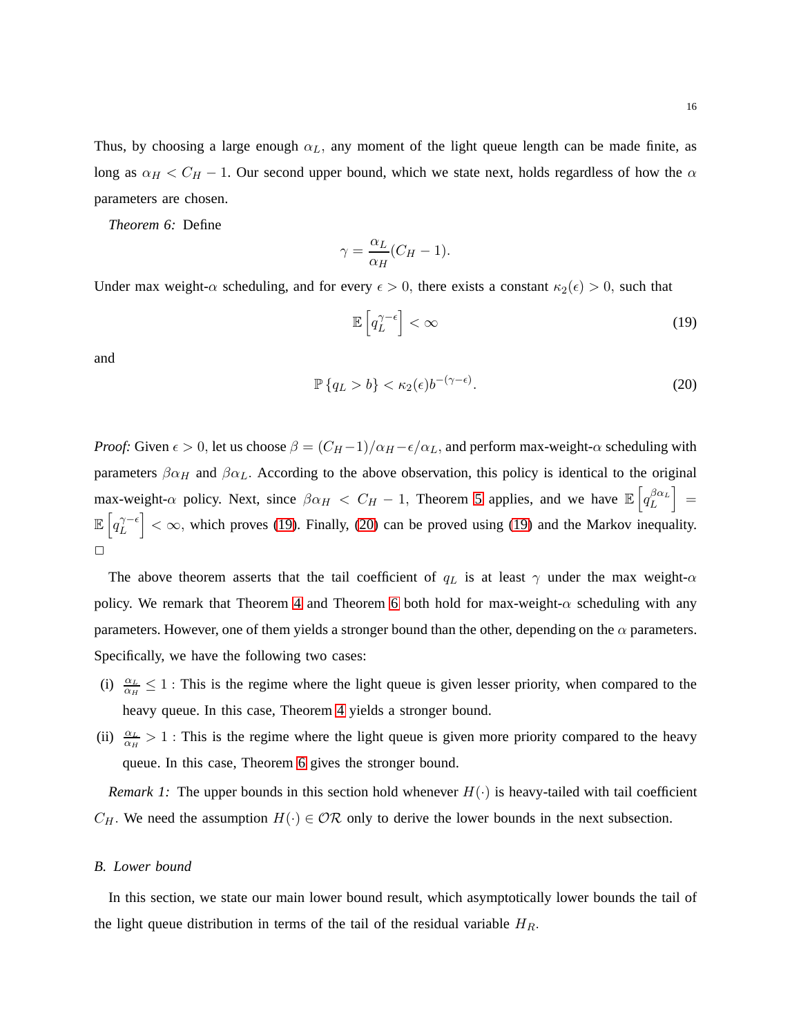Thus, by choosing a large enough $\alpha_L$, any moment of the light queue length can be made finite, as long as $\alpha_H < C_H - 1$. Our second upper bound, which we state next, holds regardless of how the $\alpha$ parameters are chosen.

*Theorem 6:* Define

$$\gamma = \frac{\alpha_L}{\alpha_H}(C_H - 1).$$

Under max weight-$\alpha$ scheduling, and for every $\epsilon > 0$, there exists a constant $\kappa_2(\epsilon) > 0$, such that

$$\mathbb{E}\left[q_L^{\gamma-\epsilon}\right] < \infty \tag{19}$$

and

$$\mathbb{P}\{q_L > b\} < \kappa_2(\epsilon) b^{-(\gamma-\epsilon)}. \tag{20}$$

*Proof:* Given $\epsilon > 0$, let us choose $\beta = (C_H - 1)/\alpha_H - \epsilon/\alpha_L$, and perform max-weight-$\alpha$ scheduling with parameters $\beta\alpha_H$ and $\beta\alpha_L$. According to the above observation, this policy is identical to the original max-weight-$\alpha$ policy. Next, since $\beta\alpha_H < C_H - 1$, Theorem 5 applies, and we have $\mathbb{E}\left[q_L^{\beta\alpha_L}\right] = \mathbb{E}\left[q_L^{\gamma-\epsilon}\right] < \infty$, which proves (19). Finally, (20) can be proved using (19) and the Markov inequality. $\square$

The above theorem asserts that the tail coefficient of $q_L$ is at least $\gamma$ under the max weight-$\alpha$ policy. We remark that Theorem 4 and Theorem 6 both hold for max-weight-$\alpha$ scheduling with any parameters. However, one of them yields a stronger bound than the other, depending on the $\alpha$ parameters. Specifically, we have the following two cases:

(i) $\frac{\alpha_L}{\alpha_H} \leq 1$ : This is the regime where the light queue is given lesser priority, when compared to the heavy queue. In this case, Theorem 4 yields a stronger bound.

(ii) $\frac{\alpha_L}{\alpha_H} > 1$ : This is the regime where the light queue is given more priority compared to the heavy queue. In this case, Theorem 6 gives the stronger bound.

*Remark 1:* The upper bounds in this section hold whenever $H(\cdot)$ is heavy-tailed with tail coefficient $C_H$. We need the assumption $H(\cdot) \in \mathcal{OR}$ only to derive the lower bounds in the next subsection.

### B. Lower bound

In this section, we state our main lower bound result, which asymptotically lower bounds the tail of the light queue distribution in terms of the tail of the residual variable $H_R$.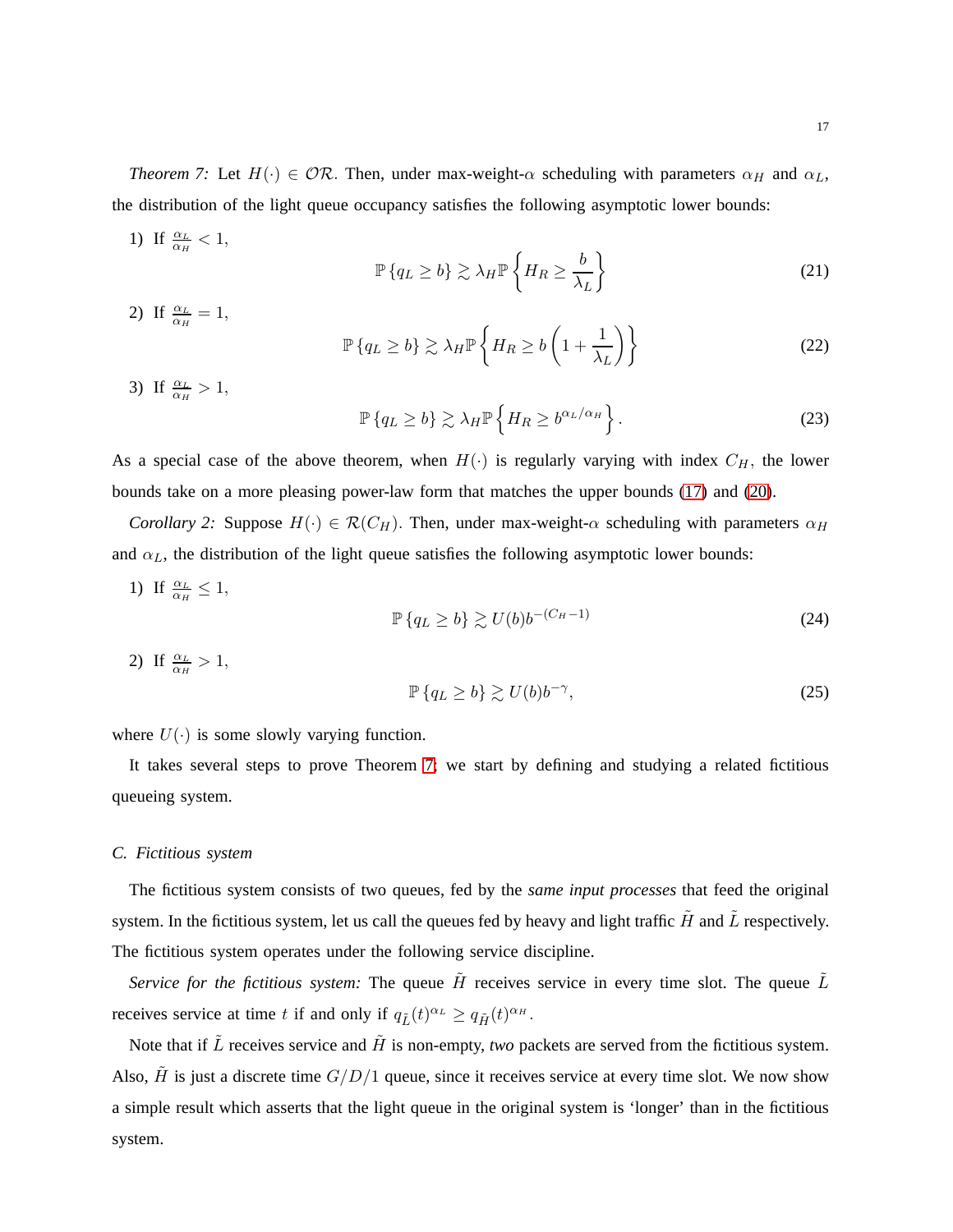*Theorem 7:* Let $H(\cdot) \in \mathcal{OR}$. Then, under max-weight-$\alpha$ scheduling with parameters $\alpha_H$ and $\alpha_L$, the distribution of the light queue occupancy satisfies the following asymptotic lower bounds:

1) If $\frac{\alpha_L}{\alpha_H} < 1$,

$$\mathbb{P}\{q_L \geq b\} \gtrsim \lambda_H \mathbb{P}\left\{H_R \geq \frac{b}{\lambda_L}\right\} \tag{21}$$

2) If $\frac{\alpha_L}{\alpha_H} = 1$,

$$\mathbb{P}\{q_L \geq b\} \gtrsim \lambda_H \mathbb{P}\left\{H_R \geq b\left(1 + \frac{1}{\lambda_L}\right)\right\} \tag{22}$$

3) If $\frac{\alpha_L}{\alpha_H} > 1$,

$$\mathbb{P}\{q_L \geq b\} \gtrsim \lambda_H \mathbb{P}\left\{H_R \geq b^{\alpha_L/\alpha_H}\right\}. \tag{23}$$

As a special case of the above theorem, when $H(\cdot)$ is regularly varying with index $C_H$, the lower bounds take on a more pleasing power-law form that matches the upper bounds (17) and (20).

*Corollary 2:* Suppose $H(\cdot) \in \mathcal{R}(C_H)$. Then, under max-weight-$\alpha$ scheduling with parameters $\alpha_H$ and $\alpha_L$, the distribution of the light queue satisfies the following asymptotic lower bounds:

1) If $\frac{\alpha_L}{\alpha_H} \leq 1$,

$$\mathbb{P}\{q_L \geq b\} \gtrsim U(b) b^{-(C_H - 1)} \tag{24}$$

2) If $\frac{\alpha_L}{\alpha_H} > 1$,

$$\mathbb{P}\{q_L \geq b\} \gtrsim U(b) b^{-\gamma}, \tag{25}$$

where $U(\cdot)$ is some slowly varying function.

It takes several steps to prove Theorem 7; we start by defining and studying a related fictitious queueing system.

### C. Fictitious system

The fictitious system consists of two queues, fed by the *same input processes* that feed the original system. In the fictitious system, let us call the queues fed by heavy and light traffic $\tilde{H}$ and $\tilde{L}$ respectively. The fictitious system operates under the following service discipline.

*Service for the fictitious system:* The queue $\tilde{H}$ receives service in every time slot. The queue $\tilde{L}$ receives service at time $t$ if and only if $q_{\tilde{L}}(t)^{\alpha_L} \geq q_{\tilde{H}}(t)^{\alpha_H}$.

Note that if $\tilde{L}$ receives service and $\tilde{H}$ is non-empty, *two* packets are served from the fictitious system. Also, $\tilde{H}$ is just a discrete time $G/D/1$ queue, since it receives service at every time slot. We now show a simple result which asserts that the light queue in the original system is 'longer' than in the fictitious system.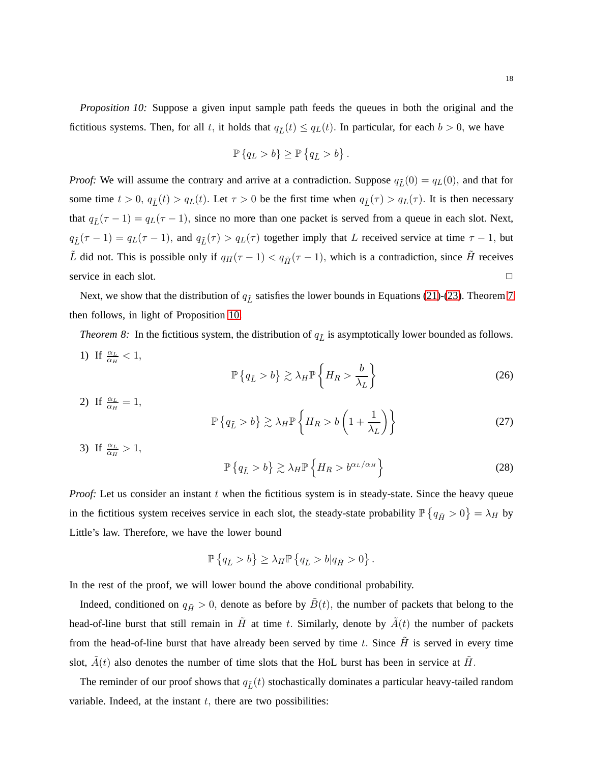*Proposition 10:* Suppose a given input sample path feeds the queues in both the original and the fictitious systems. Then, for all $t$, it holds that $q_{\tilde{L}}(t) \leq q_L(t)$. In particular, for each $b > 0$, we have

$$\mathbb{P}\{q_L > b\} \geq \mathbb{P}\{q_{\tilde{L}} > b\}.$$

*Proof:* We will assume the contrary and arrive at a contradiction. Suppose $q_{\tilde{L}}(0) = q_L(0)$, and that for some time $t > 0$, $q_{\tilde{L}}(t) > q_L(t)$. Let $\tau > 0$ be the first time when $q_{\tilde{L}}(\tau) > q_L(\tau)$. It is then necessary that $q_{\tilde{L}}(\tau - 1) = q_L(\tau - 1)$, since no more than one packet is served from a queue in each slot. Next, $q_{\tilde{L}}(\tau - 1) = q_L(\tau - 1)$, and $q_{\tilde{L}}(\tau) > q_L(\tau)$ together imply that $L$ received service at time $\tau - 1$, but $\tilde{L}$ did not. This is possible only if $q_H(\tau - 1) < q_{\tilde{H}}(\tau - 1)$, which is a contradiction, since $\tilde{H}$ receives service in each slot. □

Next, we show that the distribution of $q_{\tilde{L}}$ satisfies the lower bounds in Equations (21)-(23). Theorem 7 then follows, in light of Proposition 10.

*Theorem 8:* In the fictitious system, the distribution of $q_{\tilde{L}}$ is asymptotically lower bounded as follows.

1) If $\frac{\alpha_L}{\alpha_H} < 1$,

$$\mathbb{P}\{q_{\tilde{L}} > b\} \gtrsim \lambda_H \mathbb{P}\left\{H_R > \frac{b}{\lambda_L}\right\} \tag{26}$$

2) If $\frac{\alpha_L}{\alpha_H} = 1$,

$$\mathbb{P}\{q_{\tilde{L}} > b\} \gtrsim \lambda_H \mathbb{P}\left\{H_R > b\left(1 + \frac{1}{\lambda_L}\right)\right\} \tag{27}$$

3) If $\frac{\alpha_L}{\alpha_H} > 1$,

$$\mathbb{P}\{q_{\tilde{L}} > b\} \gtrsim \lambda_H \mathbb{P}\left\{H_R > b^{\alpha_L/\alpha_H}\right\} \tag{28}$$

*Proof:* Let us consider an instant $t$ when the fictitious system is in steady-state. Since the heavy queue in the fictitious system receives service in each slot, the steady-state probability $\mathbb{P}\{q_{\tilde{H}} > 0\} = \lambda_H$ by Little's law. Therefore, we have the lower bound

$$\mathbb{P}\{q_{\tilde{L}} > b\} \geq \lambda_H \mathbb{P}\{q_{\tilde{L}} > b | q_{\tilde{H}} > 0\}.$$

In the rest of the proof, we will lower bound the above conditional probability.

Indeed, conditioned on $q_{\tilde{H}} > 0$, denote as before by $\tilde{B}(t)$, the number of packets that belong to the head-of-line burst that still remain in $\tilde{H}$ at time $t$. Similarly, denote by $\tilde{A}(t)$ the number of packets from the head-of-line burst that have already been served by time $t$. Since $\tilde{H}$ is served in every time slot, $\tilde{A}(t)$ also denotes the number of time slots that the HoL burst has been in service at $\tilde{H}$.

The reminder of our proof shows that $q_{\tilde{L}}(t)$ stochastically dominates a particular heavy-tailed random variable. Indeed, at the instant $t$, there are two possibilities: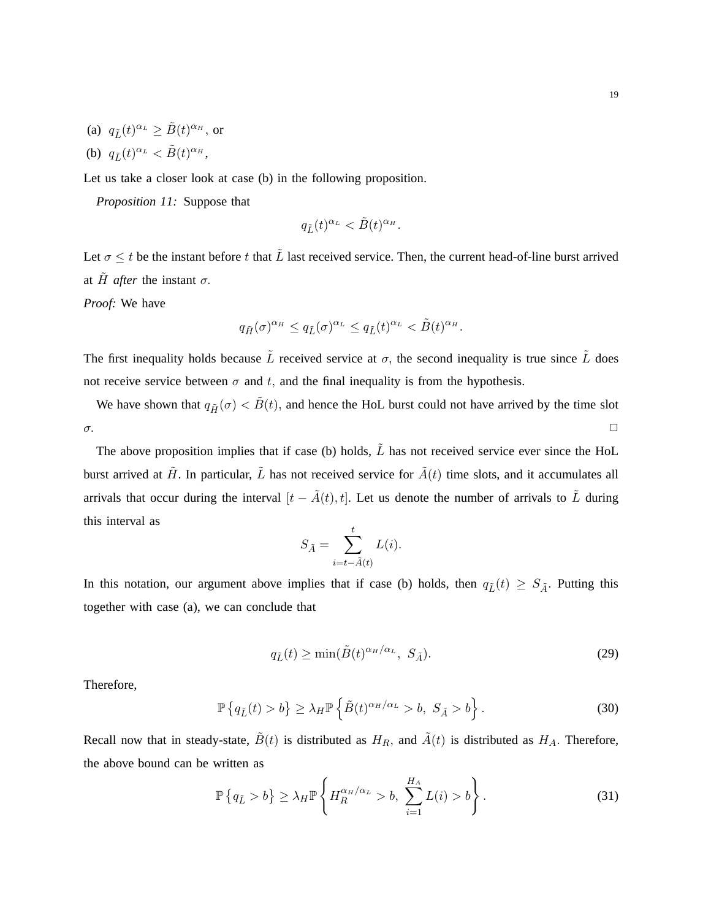(a) $q_{\tilde{L}}(t)^{\alpha_L} \geq \tilde{B}(t)^{\alpha_H}$, or

(b) $q_{\tilde{L}}(t)^{\alpha_L} < \tilde{B}(t)^{\alpha_H}$,

Let us take a closer look at case (b) in the following proposition.

*Proposition 11:* Suppose that

$$q_{\tilde{L}}(t)^{\alpha_L} < \tilde{B}(t)^{\alpha_H}.$$

Let $\sigma \leq t$ be the instant before $t$ that $\tilde{L}$ last received service. Then, the current head-of-line burst arrived at $\tilde{H}$ *after* the instant $\sigma$.

*Proof:* We have

$$q_{\tilde{H}}(\sigma)^{\alpha_H} \leq q_{\tilde{L}}(\sigma)^{\alpha_L} \leq q_{\tilde{L}}(t)^{\alpha_L} < \tilde{B}(t)^{\alpha_H}.$$

The first inequality holds because $\tilde{L}$ received service at $\sigma$, the second inequality is true since $\tilde{L}$ does not receive service between $\sigma$ and $t$, and the final inequality is from the hypothesis.

We have shown that $q_{\tilde{H}}(\sigma) < \tilde{B}(t)$, and hence the HoL burst could not have arrived by the time slot $\sigma$. □

The above proposition implies that if case (b) holds, $\tilde{L}$ has not received service ever since the HoL burst arrived at $\tilde{H}$. In particular, $\tilde{L}$ has not received service for $\tilde{A}(t)$ time slots, and it accumulates all arrivals that occur during the interval $[t - \tilde{A}(t), t]$. Let us denote the number of arrivals to $\tilde{L}$ during this interval as

$$S_{\tilde{A}} = \sum_{i=t-\tilde{A}(t)}^{t} L(i).$$

In this notation, our argument above implies that if case (b) holds, then $q_{\tilde{L}}(t) \geq S_{\tilde{A}}$. Putting this together with case (a), we can conclude that

$$q_{\tilde{L}}(t) \geq \min(\tilde{B}(t)^{\alpha_H/\alpha_L},\ S_{\tilde{A}}). \tag{29}$$

Therefore,

$$\mathbb{P}\left\{q_{\tilde{L}}(t) > b\right\} \geq \lambda_H \mathbb{P}\left\{\tilde{B}(t)^{\alpha_H/\alpha_L} > b,\ S_{\tilde{A}} > b\right\}. \tag{30}$$

Recall now that in steady-state, $\tilde{B}(t)$ is distributed as $H_R$, and $\tilde{A}(t)$ is distributed as $H_A$. Therefore, the above bound can be written as

$$\mathbb{P}\left\{q_{\tilde{L}} > b\right\} \geq \lambda_H \mathbb{P}\left\{H_R^{\alpha_H/\alpha_L} > b,\ \sum_{i=1}^{H_A} L(i) > b\right\}. \tag{31}$$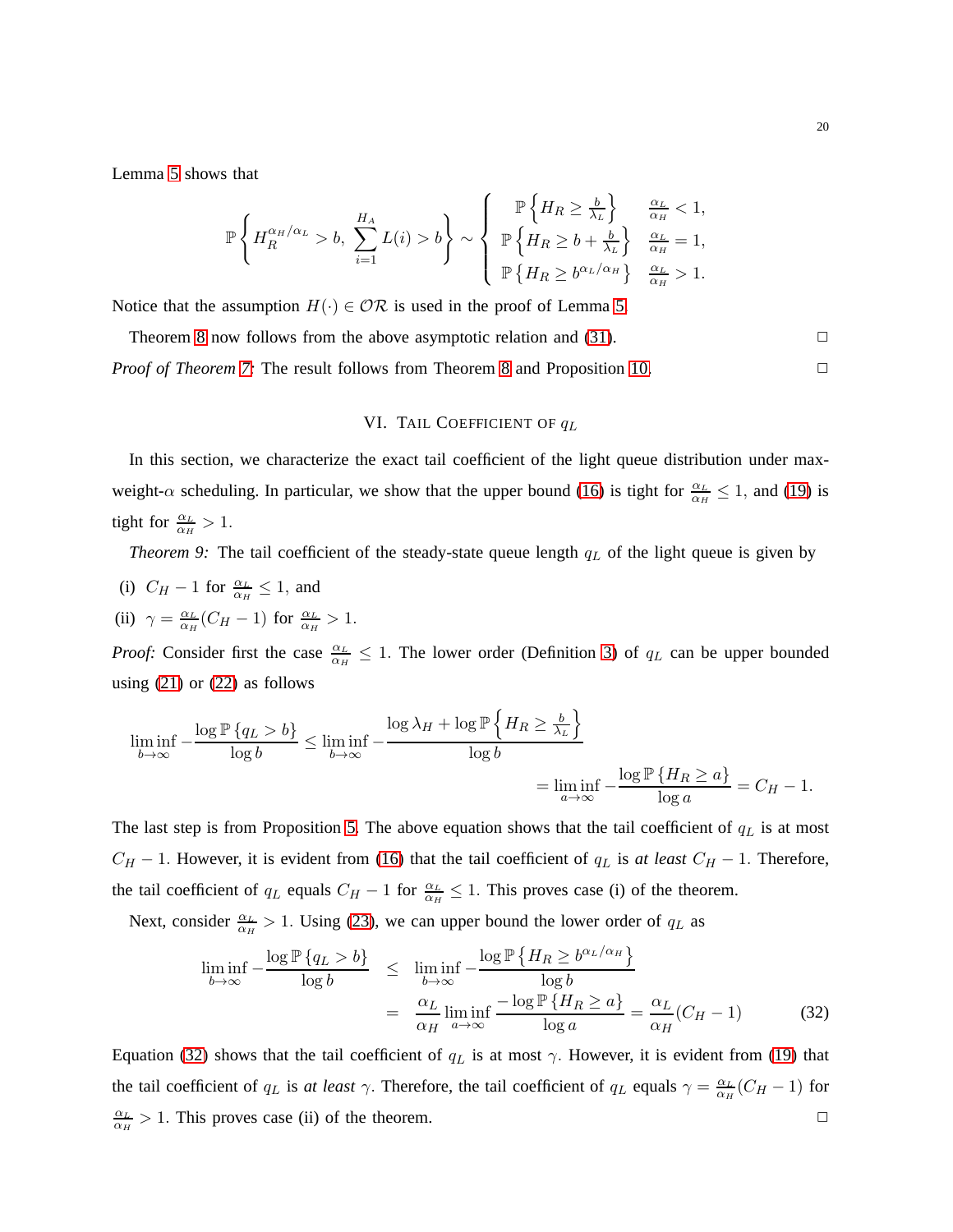Lemma 5 shows that

$$\mathbb{P}\left\{H_R^{\alpha_H/\alpha_L} > b,\ \sum_{i=1}^{H_A} L(i) > b\right\} \sim \begin{cases} \mathbb{P}\left\{H_R \geq \frac{b}{\lambda_L}\right\} & \frac{\alpha_L}{\alpha_H} < 1, \\ \mathbb{P}\left\{H_R \geq b + \frac{b}{\lambda_L}\right\} & \frac{\alpha_L}{\alpha_H} = 1, \\ \mathbb{P}\left\{H_R \geq b^{\alpha_L/\alpha_H}\right\} & \frac{\alpha_L}{\alpha_H} > 1. \end{cases}$$

Notice that the assumption $H(\cdot) \in \mathcal{OR}$ is used in the proof of Lemma 5.

Theorem 8 now follows from the above asymptotic relation and (31). □

*Proof of Theorem 7:* The result follows from Theorem 8 and Proposition 10. □

## VI. Tail Coefficient of $q_L$

In this section, we characterize the exact tail coefficient of the light queue distribution under max-weight-$\alpha$ scheduling. In particular, we show that the upper bound (16) is tight for $\frac{\alpha_L}{\alpha_H} \leq 1$, and (19) is tight for $\frac{\alpha_L}{\alpha_H} > 1$.

*Theorem 9:* The tail coefficient of the steady-state queue length $q_L$ of the light queue is given by

(i) $C_H - 1$ for $\frac{\alpha_L}{\alpha_H} \leq 1$, and

(ii) $\gamma = \frac{\alpha_L}{\alpha_H}(C_H - 1)$ for $\frac{\alpha_L}{\alpha_H} > 1$.

*Proof:* Consider first the case $\frac{\alpha_L}{\alpha_H} \leq 1$. The lower order (Definition 3) of $q_L$ can be upper bounded using (21) or (22) as follows

$$\liminf_{b \to \infty} -\frac{\log \mathbb{P}\{q_L > b\}}{\log b} \leq \liminf_{b \to \infty} -\frac{\log \lambda_H + \log \mathbb{P}\left\{H_R \geq \frac{b}{\lambda_L}\right\}}{\log b} = \liminf_{a \to \infty} -\frac{\log \mathbb{P}\{H_R \geq a\}}{\log a} = C_H - 1.$$

The last step is from Proposition 5. The above equation shows that the tail coefficient of $q_L$ is at most $C_H - 1$. However, it is evident from (16) that the tail coefficient of $q_L$ is *at least* $C_H - 1$. Therefore, the tail coefficient of $q_L$ equals $C_H - 1$ for $\frac{\alpha_L}{\alpha_H} \leq 1$. This proves case (i) of the theorem.

Next, consider $\frac{\alpha_L}{\alpha_H} > 1$. Using (23), we can upper bound the lower order of $q_L$ as

$$\begin{aligned} \liminf_{b \to \infty} -\frac{\log \mathbb{P}\{q_L > b\}}{\log b} &\leq \liminf_{b \to \infty} -\frac{\log \mathbb{P}\left\{H_R \geq b^{\alpha_L/\alpha_H}\right\}}{\log b} \\ &= \frac{\alpha_L}{\alpha_H} \liminf_{a \to \infty} \frac{-\log \mathbb{P}\{H_R \geq a\}}{\log a} = \frac{\alpha_L}{\alpha_H}(C_H - 1) \end{aligned} \tag{32}$$

Equation (32) shows that the tail coefficient of $q_L$ is at most $\gamma$. However, it is evident from (19) that the tail coefficient of $q_L$ is *at least* $\gamma$. Therefore, the tail coefficient of $q_L$ equals $\gamma = \frac{\alpha_L}{\alpha_H}(C_H - 1)$ for $\frac{\alpha_L}{\alpha_H} > 1$. This proves case (ii) of the theorem. □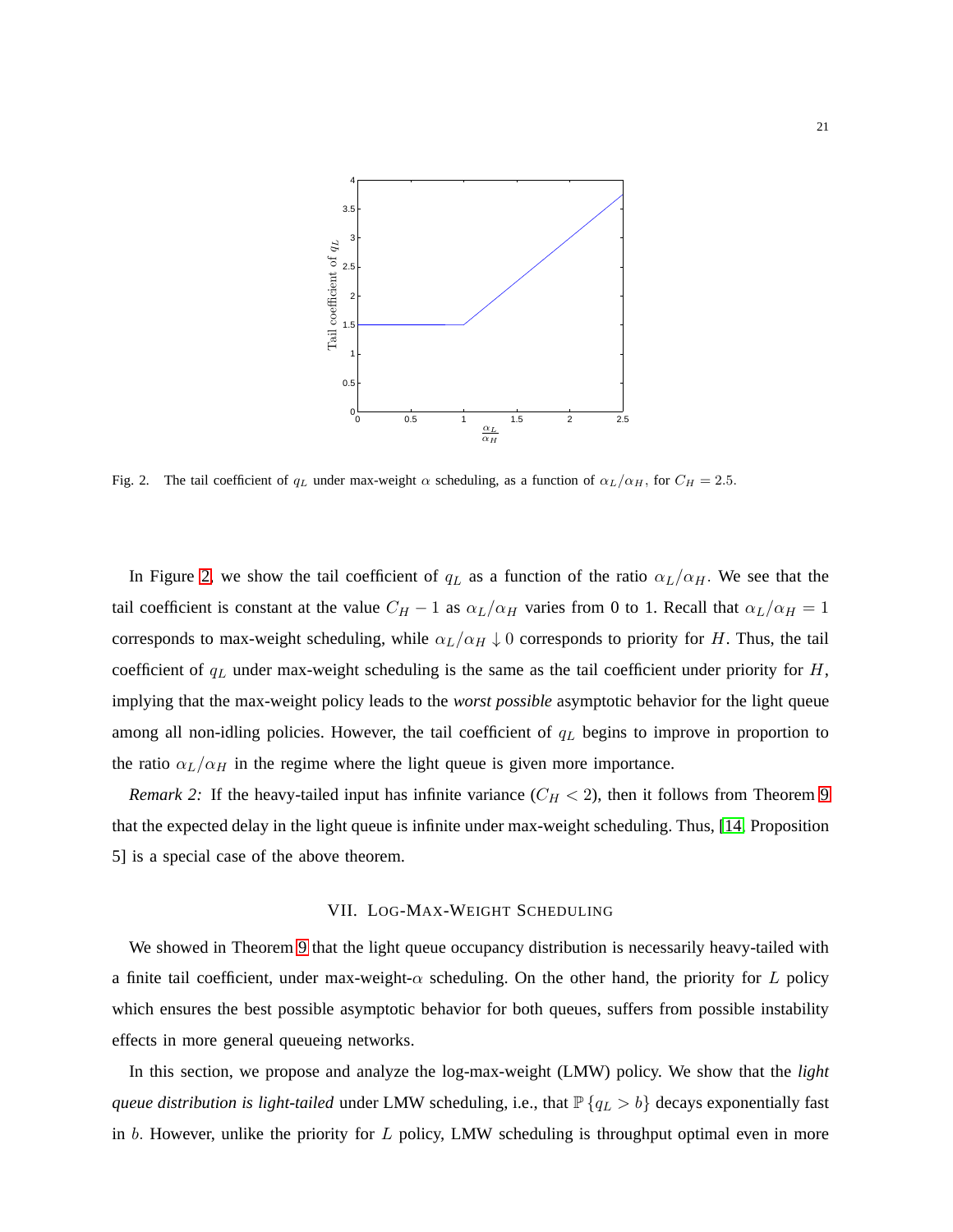Fig. 2. The tail coefficient of $q_L$ under max-weight $\alpha$ scheduling, as a function of $\alpha_L/\alpha_H$, for $C_H = 2.5$.

In Figure 2, we show the tail coefficient of $q_L$ as a function of the ratio $\alpha_L/\alpha_H$. We see that the tail coefficient is constant at the value $C_H - 1$ as $\alpha_L/\alpha_H$ varies from 0 to 1. Recall that $\alpha_L/\alpha_H = 1$ corresponds to max-weight scheduling, while $\alpha_L/\alpha_H \downarrow 0$ corresponds to priority for $H$. Thus, the tail coefficient of $q_L$ under max-weight scheduling is the same as the tail coefficient under priority for $H$, implying that the max-weight policy leads to the *worst possible* asymptotic behavior for the light queue among all non-idling policies. However, the tail coefficient of $q_L$ begins to improve in proportion to the ratio $\alpha_L/\alpha_H$ in the regime where the light queue is given more importance.

*Remark 2:* If the heavy-tailed input has infinite variance ($C_H < 2$), then it follows from Theorem 9 that the expected delay in the light queue is infinite under max-weight scheduling. Thus, [14, Proposition 5] is a special case of the above theorem.

## VII. Log-Max-Weight Scheduling

We showed in Theorem 9 that the light queue occupancy distribution is necessarily heavy-tailed with a finite tail coefficient, under max-weight-$\alpha$ scheduling. On the other hand, the priority for $L$ policy which ensures the best possible asymptotic behavior for both queues, suffers from possible instability effects in more general queueing networks.

In this section, we propose and analyze the log-max-weight (LMW) policy. We show that the *light queue distribution is light-tailed* under LMW scheduling, i.e., that $\mathbb{P}\{q_L > b\}$ decays exponentially fast in $b$. However, unlike the priority for $L$ policy, LMW scheduling is throughput optimal even in more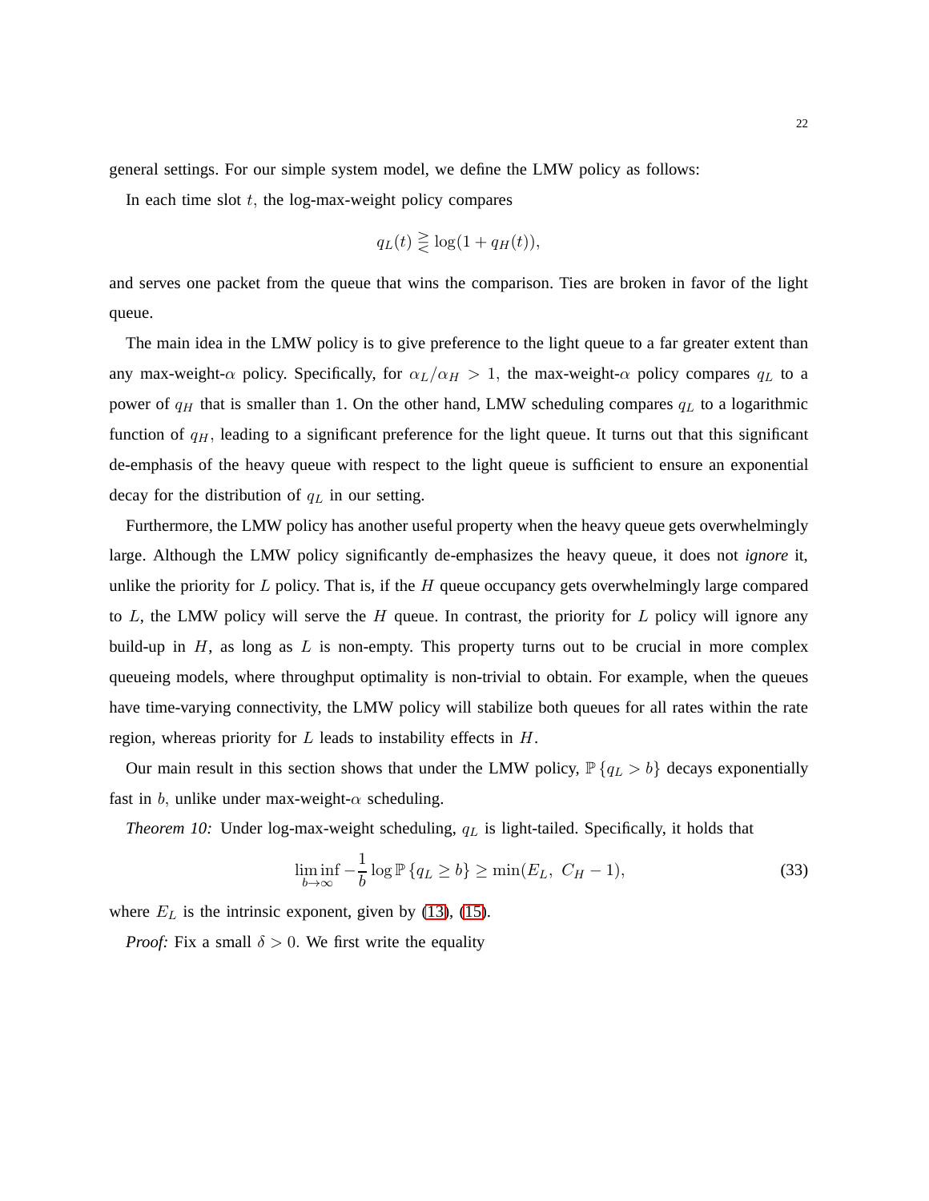general settings. For our simple system model, we define the LMW policy as follows:

In each time slot $t$, the log-max-weight policy compares

$$q_L(t) \gtreqless \log(1 + q_H(t)),$$

and serves one packet from the queue that wins the comparison. Ties are broken in favor of the light queue.

The main idea in the LMW policy is to give preference to the light queue to a far greater extent than any max-weight-$\alpha$ policy. Specifically, for $\alpha_L/\alpha_H > 1$, the max-weight-$\alpha$ policy compares $q_L$ to a power of $q_H$ that is smaller than 1. On the other hand, LMW scheduling compares $q_L$ to a logarithmic function of $q_H$, leading to a significant preference for the light queue. It turns out that this significant de-emphasis of the heavy queue with respect to the light queue is sufficient to ensure an exponential decay for the distribution of $q_L$ in our setting.

Furthermore, the LMW policy has another useful property when the heavy queue gets overwhelmingly large. Although the LMW policy significantly de-emphasizes the heavy queue, it does not *ignore* it, unlike the priority for $L$ policy. That is, if the $H$ queue occupancy gets overwhelmingly large compared to $L$, the LMW policy will serve the $H$ queue. In contrast, the priority for $L$ policy will ignore any build-up in $H$, as long as $L$ is non-empty. This property turns out to be crucial in more complex queueing models, where throughput optimality is non-trivial to obtain. For example, when the queues have time-varying connectivity, the LMW policy will stabilize both queues for all rates within the rate region, whereas priority for $L$ leads to instability effects in $H$.

Our main result in this section shows that under the LMW policy, $\mathbb{P}\{q_L > b\}$ decays exponentially fast in $b$, unlike under max-weight-$\alpha$ scheduling.

*Theorem 10:* Under log-max-weight scheduling, $q_L$ is light-tailed. Specifically, it holds that

$$\liminf_{b \to \infty} -\frac{1}{b} \log \mathbb{P}\{q_L \geq b\} \geq \min(E_L,\ C_H - 1), \tag{33}$$

where $E_L$ is the intrinsic exponent, given by (13), (15).

*Proof:* Fix a small $\delta > 0$. We first write the equality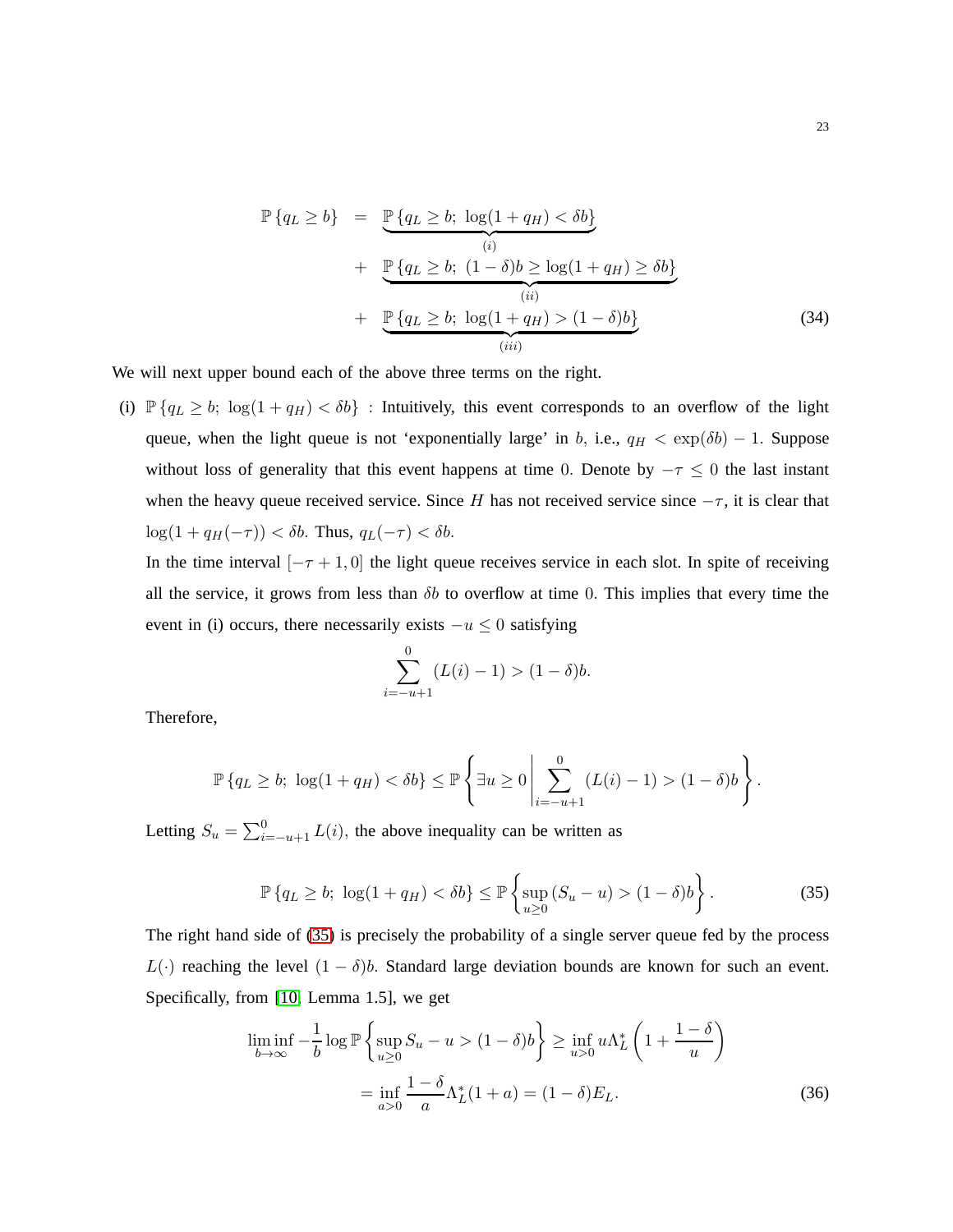$$
\begin{aligned}
\mathbb{P}\{q_L \geq b\} &= \underbrace{\mathbb{P}\{q_L \geq b;\ \log(1+q_H) < \delta b\}}_{(i)} \\
&+ \underbrace{\mathbb{P}\{q_L \geq b;\ (1-\delta)b \geq \log(1+q_H) \geq \delta b\}}_{(ii)} \\
&+ \underbrace{\mathbb{P}\{q_L \geq b;\ \log(1+q_H) > (1-\delta)b\}}_{(iii)}
\end{aligned} \tag{34}
$$

We will next upper bound each of the above three terms on the right.

(i) $\mathbb{P}\{q_L \geq b;\ \log(1+q_H) < \delta b\}$ : Intuitively, this event corresponds to an overflow of the light queue, when the light queue is not 'exponentially large' in $b$, i.e., $q_H < \exp(\delta b) - 1$. Suppose without loss of generality that this event happens at time $0$. Denote by $-\tau \leq 0$ the last instant when the heavy queue received service. Since $H$ has not received service since $-\tau$, it is clear that $\log(1 + q_H(-\tau)) < \delta b$. Thus, $q_L(-\tau) < \delta b$.

In the time interval $[-\tau+1, 0]$ the light queue receives service in each slot. In spite of receiving all the service, it grows from less than $\delta b$ to overflow at time $0$. This implies that every time the event in (i) occurs, there necessarily exists $-u \leq 0$ satisfying

$$
\sum_{i=-u+1}^{0} (L(i) - 1) > (1-\delta)b.
$$

Therefore,

$$
\mathbb{P}\{q_L \geq b;\ \log(1+q_H) < \delta b\} \leq \mathbb{P}\left\{\exists u \geq 0 \,\middle|\, \sum_{i=-u+1}^{0} (L(i) - 1) > (1-\delta)b \right\}.
$$

Letting $S_u = \sum_{i=-u+1}^{0} L(i)$, the above inequality can be written as

$$
\mathbb{P}\{q_L \geq b;\ \log(1+q_H) < \delta b\} \leq \mathbb{P}\left\{\sup_{u \geq 0} (S_u - u) > (1-\delta)b\right\}. \tag{35}
$$

The right hand side of (35) is precisely the probability of a single server queue fed by the process $L(\cdot)$ reaching the level $(1-\delta)b$. Standard large deviation bounds are known for such an event. Specifically, from [10, Lemma 1.5], we get

$$
\begin{aligned}
\liminf_{b \to \infty} -\frac{1}{b} \log \mathbb{P}\left\{\sup_{u \geq 0} S_u - u > (1-\delta)b\right\} &\geq \inf_{u > 0} u \Lambda_L^* \left(1 + \frac{1-\delta}{u}\right) \\
&= \inf_{a > 0} \frac{1-\delta}{a} \Lambda_L^*(1+a) = (1-\delta) E_L.
\end{aligned} \tag{36}
$$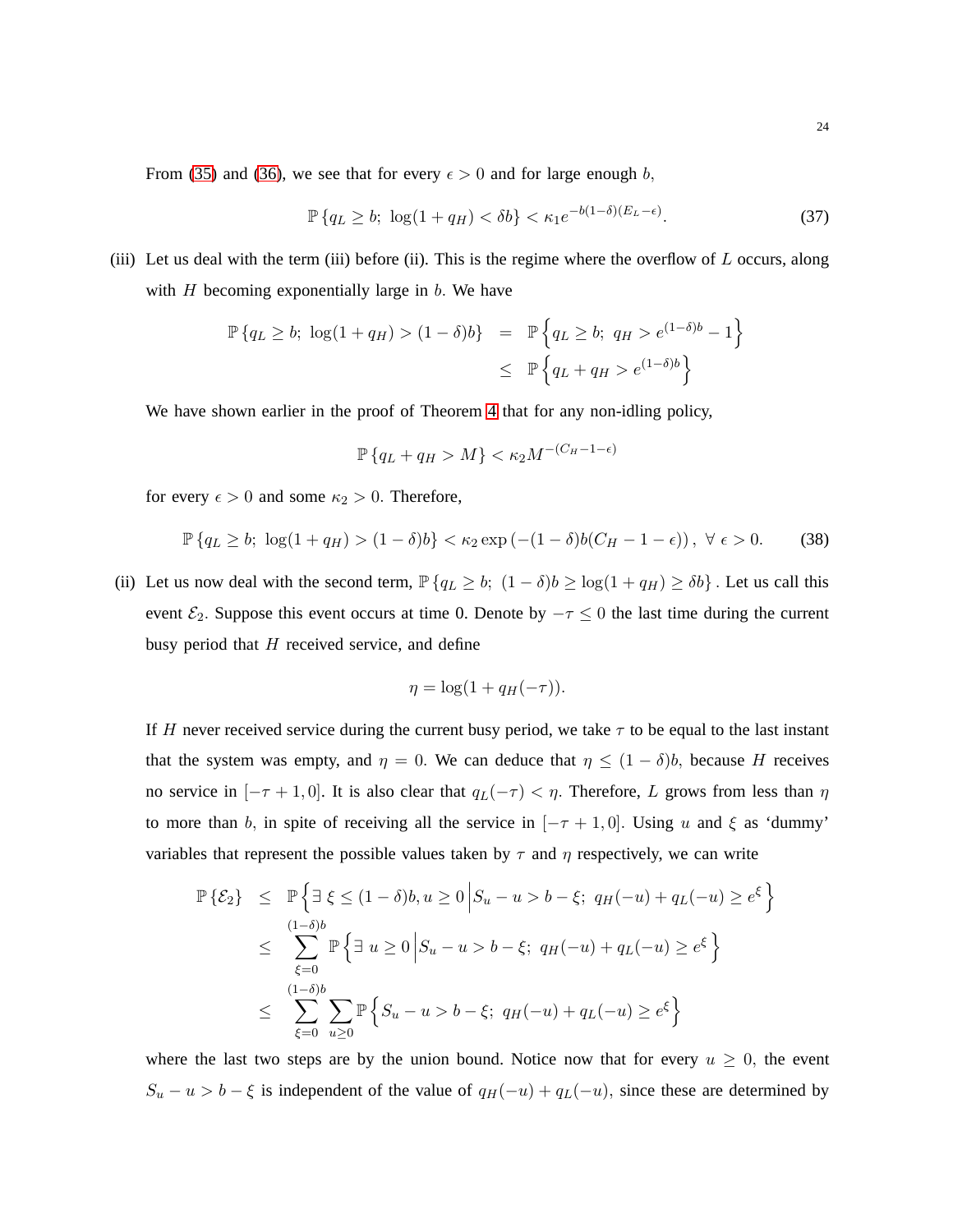From (35) and (36), we see that for every $\epsilon > 0$ and for large enough $b$,

$$\mathbb{P}\{q_L \geq b;\ \log(1+q_H) < \delta b\} < \kappa_1 e^{-b(1-\delta)(E_L - \epsilon)}. \tag{37}$$

(iii) Let us deal with the term (iii) before (ii). This is the regime where the overflow of $L$ occurs, along with $H$ becoming exponentially large in $b$. We have

$$\begin{aligned}
\mathbb{P}\{q_L \geq b;\ \log(1+q_H) > (1-\delta)b\} &= \mathbb{P}\left\{q_L \geq b;\ q_H > e^{(1-\delta)b} - 1\right\} \\
&\leq \mathbb{P}\left\{q_L + q_H > e^{(1-\delta)b}\right\}
\end{aligned}$$

We have shown earlier in the proof of Theorem 4 that for any non-idling policy,

$$\mathbb{P}\{q_L + q_H > M\} < \kappa_2 M^{-(C_H - 1 - \epsilon)}$$

for every $\epsilon > 0$ and some $\kappa_2 > 0$. Therefore,

$$\mathbb{P}\{q_L \geq b;\ \log(1+q_H) > (1-\delta)b\} < \kappa_2 \exp\left(-(1-\delta)b(C_H - 1 - \epsilon)\right),\ \forall\ \epsilon > 0. \tag{38}$$

(ii) Let us now deal with the second term, $\mathbb{P}\{q_L \geq b;\ (1-\delta)b \geq \log(1+q_H) \geq \delta b\}$. Let us call this event $\mathcal{E}_2$. Suppose this event occurs at time 0. Denote by $-\tau \leq 0$ the last time during the current busy period that $H$ received service, and define

$$\eta = \log(1 + q_H(-\tau)).$$

If $H$ never received service during the current busy period, we take $\tau$ to be equal to the last instant that the system was empty, and $\eta = 0$. We can deduce that $\eta \leq (1-\delta)b$, because $H$ receives no service in $[-\tau+1, 0]$. It is also clear that $q_L(-\tau) < \eta$. Therefore, $L$ grows from less than $\eta$ to more than $b$, in spite of receiving all the service in $[-\tau+1, 0]$. Using $u$ and $\xi$ as 'dummy' variables that represent the possible values taken by $\tau$ and $\eta$ respectively, we can write

$$\begin{aligned}
\mathbb{P}\{\mathcal{E}_2\} &\leq \mathbb{P}\left\{\exists\ \xi \leq (1-\delta)b, u \geq 0 \,\middle|\, S_u - u > b - \xi;\ q_H(-u) + q_L(-u) \geq e^{\xi}\right\} \\
&\leq \sum_{\xi=0}^{(1-\delta)b} \mathbb{P}\left\{\exists\ u \geq 0 \,\middle|\, S_u - u > b - \xi;\ q_H(-u) + q_L(-u) \geq e^{\xi}\right\} \\
&\leq \sum_{\xi=0}^{(1-\delta)b} \sum_{u \geq 0} \mathbb{P}\left\{S_u - u > b - \xi;\ q_H(-u) + q_L(-u) \geq e^{\xi}\right\}
\end{aligned}$$

where the last two steps are by the union bound. Notice now that for every $u \geq 0$, the event $S_u - u > b - \xi$ is independent of the value of $q_H(-u) + q_L(-u)$, since these are determined by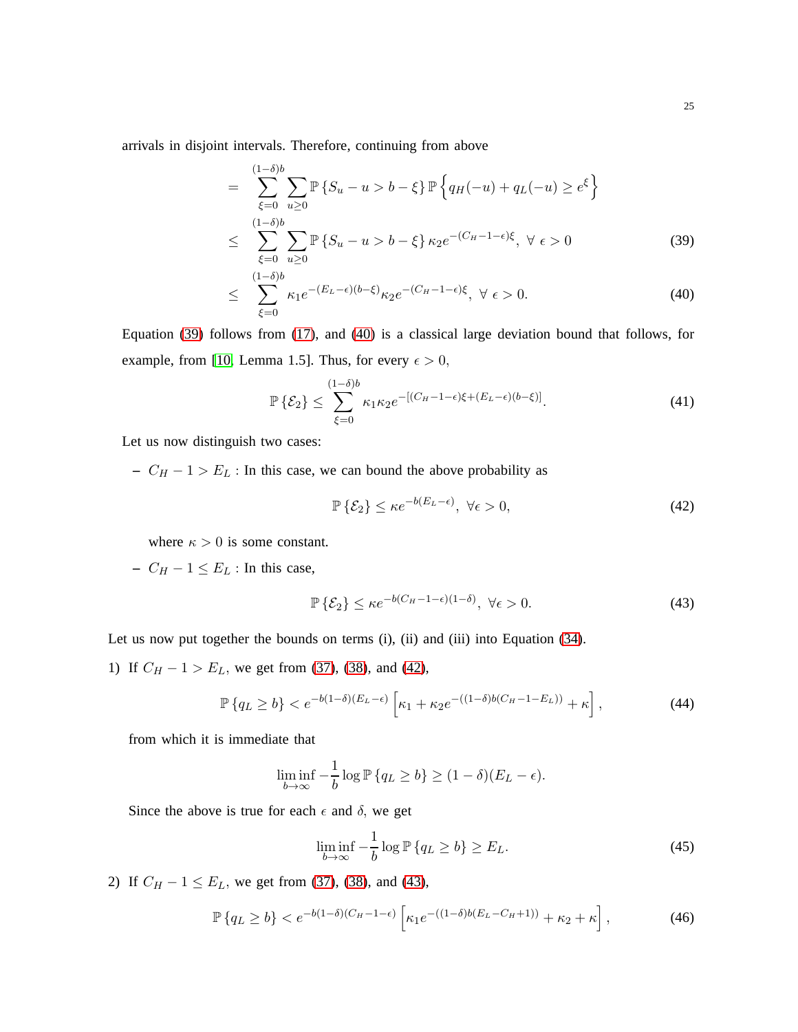arrivals in disjoint intervals. Therefore, continuing from above

$$
\begin{aligned}
&= \sum_{\xi=0}^{(1-\delta)b} \sum_{u \geq 0} \mathbb{P}\left\{S_u - u > b - \xi\right\} \mathbb{P}\left\{q_H(-u) + q_L(-u) \geq e^{\xi}\right\} \\
&\leq \sum_{\xi=0}^{(1-\delta)b} \sum_{u \geq 0} \mathbb{P}\left\{S_u - u > b - \xi\right\} \kappa_2 e^{-(C_H - 1 - \epsilon)\xi}, \ \forall \ \epsilon > 0 \qquad (39) \\
&\leq \sum_{\xi=0}^{(1-\delta)b} \kappa_1 e^{-(E_L - \epsilon)(b-\xi)} \kappa_2 e^{-(C_H - 1 - \epsilon)\xi}, \ \forall \ \epsilon > 0. \qquad (40)
\end{aligned}
$$

Equation (39) follows from (17), and (40) is a classical large deviation bound that follows, for example, from [10, Lemma 1.5]. Thus, for every $\epsilon > 0$,

$$
\mathbb{P}\left\{\mathcal{E}_2\right\} \leq \sum_{\xi=0}^{(1-\delta)b} \kappa_1 \kappa_2 e^{-[(C_H - 1 - \epsilon)\xi + (E_L - \epsilon)(b - \xi)]}. \qquad (41)
$$

Let us now distinguish two cases:

– $C_H - 1 > E_L$ : In this case, we can bound the above probability as

$$
\mathbb{P}\left\{\mathcal{E}_2\right\} \leq \kappa e^{-b(E_L - \epsilon)}, \ \forall \epsilon > 0, \qquad (42)
$$

where $\kappa > 0$ is some constant.

– $C_H - 1 \leq E_L$ : In this case,

$$
\mathbb{P}\left\{\mathcal{E}_2\right\} \leq \kappa e^{-b(C_H - 1 - \epsilon)(1-\delta)}, \ \forall \epsilon > 0. \qquad (43)
$$

Let us now put together the bounds on terms (i), (ii) and (iii) into Equation (34).

1) If $C_H - 1 > E_L$, we get from (37), (38), and (42),

$$
\mathbb{P}\left\{q_L \geq b\right\} < e^{-b(1-\delta)(E_L - \epsilon)} \left[\kappa_1 + \kappa_2 e^{-((1-\delta)b(C_H - 1 - E_L))} + \kappa\right], \qquad (44)
$$

from which it is immediate that

$$
\liminf_{b \to \infty} -\frac{1}{b} \log \mathbb{P}\left\{q_L \geq b\right\} \geq (1-\delta)(E_L - \epsilon).
$$

Since the above is true for each $\epsilon$ and $\delta$, we get

$$
\liminf_{b \to \infty} -\frac{1}{b} \log \mathbb{P}\left\{q_L \geq b\right\} \geq E_L. \qquad (45)
$$

2) If $C_H - 1 \leq E_L$, we get from (37), (38), and (43),

$$
\mathbb{P}\left\{q_L \geq b\right\} < e^{-b(1-\delta)(C_H - 1 - \epsilon)} \left[\kappa_1 e^{-((1-\delta)b(E_L - C_H + 1))} + \kappa_2 + \kappa\right], \qquad (46)
$$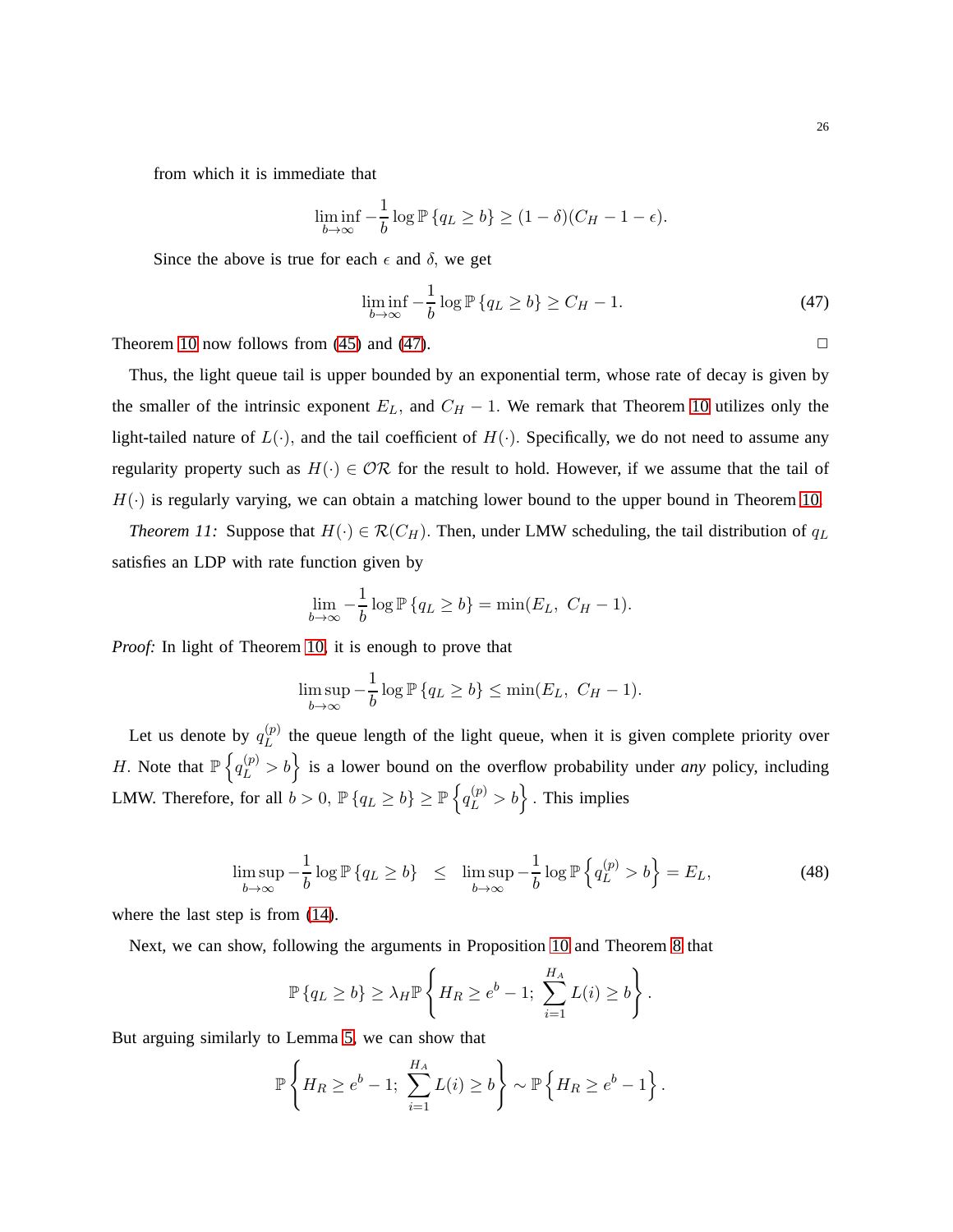from which it is immediate that

$$\liminf_{b\to\infty} -\frac{1}{b}\log \mathbb{P}\left\{q_L \geq b\right\} \geq (1-\delta)(C_H - 1 - \epsilon).$$

Since the above is true for each $\epsilon$ and $\delta$, we get

$$\liminf_{b\to\infty} -\frac{1}{b}\log \mathbb{P}\left\{q_L \geq b\right\} \geq C_H - 1. \tag{47}$$

Theorem 10 now follows from (45) and (47). □

Thus, the light queue tail is upper bounded by an exponential term, whose rate of decay is given by the smaller of the intrinsic exponent $E_L$, and $C_H - 1$. We remark that Theorem 10 utilizes only the light-tailed nature of $L(\cdot)$, and the tail coefficient of $H(\cdot)$. Specifically, we do not need to assume any regularity property such as $H(\cdot) \in \mathcal{OR}$ for the result to hold. However, if we assume that the tail of $H(\cdot)$ is regularly varying, we can obtain a matching lower bound to the upper bound in Theorem 10.

*Theorem 11:* Suppose that $H(\cdot) \in \mathcal{R}(C_H)$. Then, under LMW scheduling, the tail distribution of $q_L$ satisfies an LDP with rate function given by

$$\lim_{b\to\infty} -\frac{1}{b}\log \mathbb{P}\left\{q_L \geq b\right\} = \min(E_L,\ C_H - 1).$$

*Proof:* In light of Theorem 10, it is enough to prove that

$$\limsup_{b\to\infty} -\frac{1}{b}\log \mathbb{P}\left\{q_L \geq b\right\} \leq \min(E_L,\ C_H - 1).$$

Let us denote by $q_L^{(p)}$ the queue length of the light queue, when it is given complete priority over $H$. Note that $\mathbb{P}\left\{q_L^{(p)} > b\right\}$ is a lower bound on the overflow probability under *any* policy, including LMW. Therefore, for all $b > 0$, $\mathbb{P}\left\{q_L \geq b\right\} \geq \mathbb{P}\left\{q_L^{(p)} > b\right\}$. This implies

$$\limsup_{b\to\infty} -\frac{1}{b}\log \mathbb{P}\left\{q_L \geq b\right\} \;\;\leq\;\; \limsup_{b\to\infty} -\frac{1}{b}\log \mathbb{P}\left\{q_L^{(p)} > b\right\} = E_L, \tag{48}$$

where the last step is from (14).

Next, we can show, following the arguments in Proposition 10 and Theorem 8 that

$$\mathbb{P}\left\{q_L \geq b\right\} \geq \lambda_H \mathbb{P}\left\{H_R \geq e^b - 1;\ \sum_{i=1}^{H_A} L(i) \geq b\right\}.$$

But arguing similarly to Lemma 5, we can show that

$$\mathbb{P}\left\{H_R \geq e^b - 1;\ \sum_{i=1}^{H_A} L(i) \geq b\right\} \sim \mathbb{P}\left\{H_R \geq e^b - 1\right\}.$$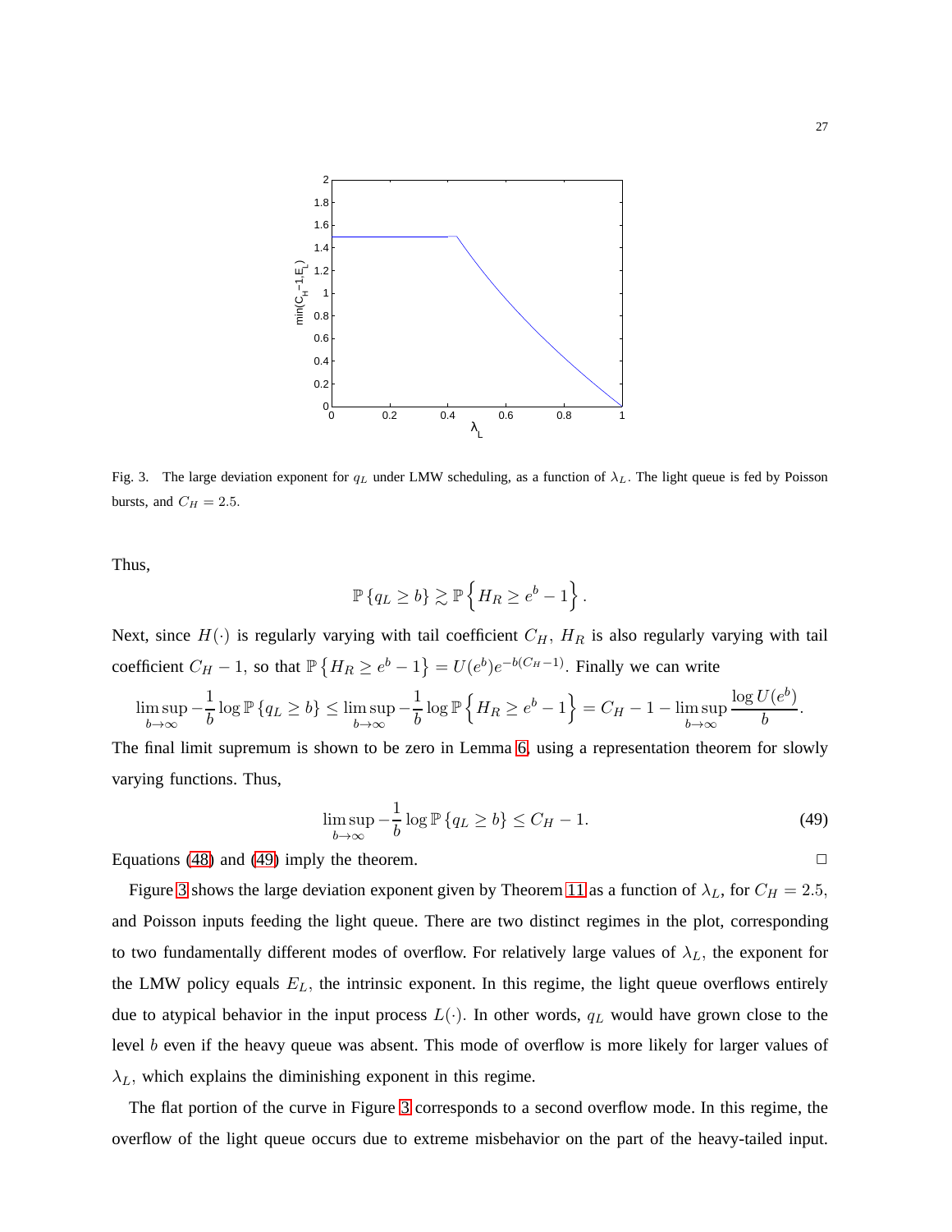Fig. 3. The large deviation exponent for $q_L$ under LMW scheduling, as a function of $\lambda_L$. The light queue is fed by Poisson bursts, and $C_H = 2.5$.

Thus,

$$\mathbb{P}\{q_L \geq b\} \gtrsim \mathbb{P}\left\{H_R \geq e^b - 1\right\}.$$

Next, since $H(\cdot)$ is regularly varying with tail coefficient $C_H$, $H_R$ is also regularly varying with tail coefficient $C_H - 1$, so that $\mathbb{P}\left\{H_R \geq e^b - 1\right\} = U(e^b)e^{-b(C_H-1)}$. Finally we can write

$$\limsup_{b\to\infty} -\frac{1}{b}\log \mathbb{P}\{q_L \geq b\} \leq \limsup_{b\to\infty} -\frac{1}{b}\log \mathbb{P}\left\{H_R \geq e^b - 1\right\} = C_H - 1 - \limsup_{b\to\infty} \frac{\log U(e^b)}{b}.$$

The final limit supremum is shown to be zero in Lemma 6, using a representation theorem for slowly varying functions. Thus,

$$\limsup_{b\to\infty} -\frac{1}{b}\log \mathbb{P}\{q_L \geq b\} \leq C_H - 1. \tag{49}$$

Equations (48) and (49) imply the theorem. $\square$

Figure 3 shows the large deviation exponent given by Theorem 11 as a function of $\lambda_L$, for $C_H = 2.5$, and Poisson inputs feeding the light queue. There are two distinct regimes in the plot, corresponding to two fundamentally different modes of overflow. For relatively large values of $\lambda_L$, the exponent for the LMW policy equals $E_L$, the intrinsic exponent. In this regime, the light queue overflows entirely due to atypical behavior in the input process $L(\cdot)$. In other words, $q_L$ would have grown close to the level $b$ even if the heavy queue was absent. This mode of overflow is more likely for larger values of $\lambda_L$, which explains the diminishing exponent in this regime.

The flat portion of the curve in Figure 3 corresponds to a second overflow mode. In this regime, the overflow of the light queue occurs due to extreme misbehavior on the part of the heavy-tailed input.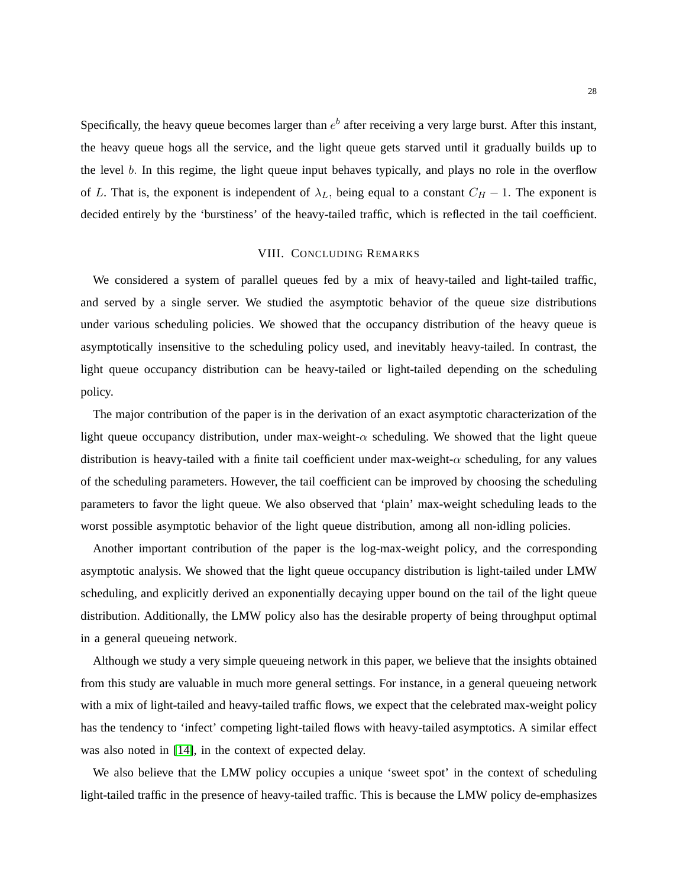Specifically, the heavy queue becomes larger than $e^b$ after receiving a very large burst. After this instant, the heavy queue hogs all the service, and the light queue gets starved until it gradually builds up to the level $b$. In this regime, the light queue input behaves typically, and plays no role in the overflow of $L$. That is, the exponent is independent of $\lambda_L$, being equal to a constant $C_H - 1$. The exponent is decided entirely by the 'burstiness' of the heavy-tailed traffic, which is reflected in the tail coefficient.

## VIII. Concluding Remarks

We considered a system of parallel queues fed by a mix of heavy-tailed and light-tailed traffic, and served by a single server. We studied the asymptotic behavior of the queue size distributions under various scheduling policies. We showed that the occupancy distribution of the heavy queue is asymptotically insensitive to the scheduling policy used, and inevitably heavy-tailed. In contrast, the light queue occupancy distribution can be heavy-tailed or light-tailed depending on the scheduling policy.

The major contribution of the paper is in the derivation of an exact asymptotic characterization of the light queue occupancy distribution, under max-weight-$\alpha$ scheduling. We showed that the light queue distribution is heavy-tailed with a finite tail coefficient under max-weight-$\alpha$ scheduling, for any values of the scheduling parameters. However, the tail coefficient can be improved by choosing the scheduling parameters to favor the light queue. We also observed that 'plain' max-weight scheduling leads to the worst possible asymptotic behavior of the light queue distribution, among all non-idling policies.

Another important contribution of the paper is the log-max-weight policy, and the corresponding asymptotic analysis. We showed that the light queue occupancy distribution is light-tailed under LMW scheduling, and explicitly derived an exponentially decaying upper bound on the tail of the light queue distribution. Additionally, the LMW policy also has the desirable property of being throughput optimal in a general queueing network.

Although we study a very simple queueing network in this paper, we believe that the insights obtained from this study are valuable in much more general settings. For instance, in a general queueing network with a mix of light-tailed and heavy-tailed traffic flows, we expect that the celebrated max-weight policy has the tendency to 'infect' competing light-tailed flows with heavy-tailed asymptotics. A similar effect was also noted in [14], in the context of expected delay.

We also believe that the LMW policy occupies a unique 'sweet spot' in the context of scheduling light-tailed traffic in the presence of heavy-tailed traffic. This is because the LMW policy de-emphasizes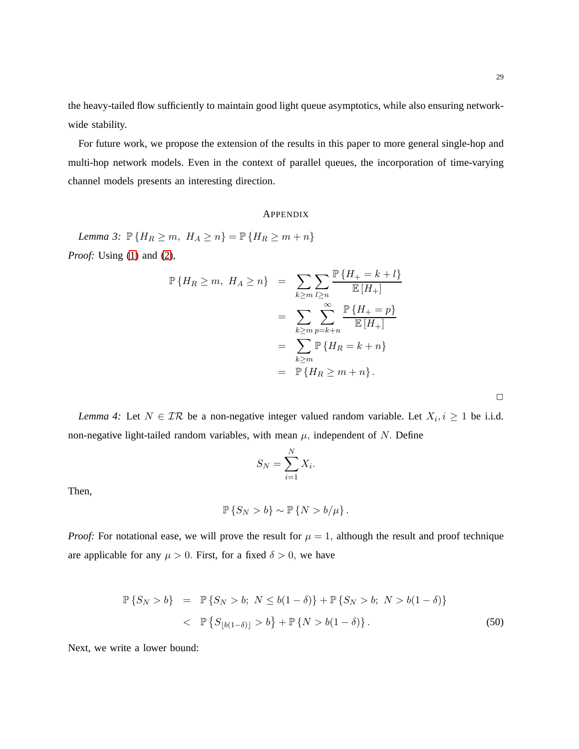the heavy-tailed flow sufficiently to maintain good light queue asymptotics, while also ensuring network-wide stability.

For future work, we propose the extension of the results in this paper to more general single-hop and multi-hop network models. Even in the context of parallel queues, the incorporation of time-varying channel models presents an interesting direction.

## APPENDIX

*Lemma 3:* $\mathbb{P}\{H_R \geq m,\ H_A \geq n\} = \mathbb{P}\{H_R \geq m+n\}$

*Proof:* Using (1) and (2),

$$
\begin{aligned}
\mathbb{P}\{H_R \geq m,\ H_A \geq n\} &= \sum_{k \geq m} \sum_{l \geq n} \frac{\mathbb{P}\{H_+ = k+l\}}{\mathbb{E}[H_+]} \\
&= \sum_{k \geq m} \sum_{p=k+n}^{\infty} \frac{\mathbb{P}\{H_+ = p\}}{\mathbb{E}[H_+]} \\
&= \sum_{k \geq m} \mathbb{P}\{H_R = k+n\} \\
&= \mathbb{P}\{H_R \geq m+n\}.
\end{aligned}
$$

□

*Lemma 4:* Let $N \in \mathcal{IR}$ be a non-negative integer valued random variable. Let $X_i, i \geq 1$ be i.i.d. non-negative light-tailed random variables, with mean $\mu$, independent of $N$. Define

$$
S_N = \sum_{i=1}^{N} X_i.
$$

Then,

$$
\mathbb{P}\{S_N > b\} \sim \mathbb{P}\{N > b/\mu\}.
$$

*Proof:* For notational ease, we will prove the result for $\mu = 1$, although the result and proof technique are applicable for any $\mu > 0$. First, for a fixed $\delta > 0$, we have

$$
\begin{aligned}
\mathbb{P}\{S_N > b\} &= \mathbb{P}\{S_N > b;\ N \leq b(1-\delta)\} + \mathbb{P}\{S_N > b;\ N > b(1-\delta)\} \\
&< \mathbb{P}\left\{S_{\lfloor b(1-\delta) \rfloor} > b\right\} + \mathbb{P}\{N > b(1-\delta)\}. \qquad (50)
\end{aligned}
$$

Next, we write a lower bound: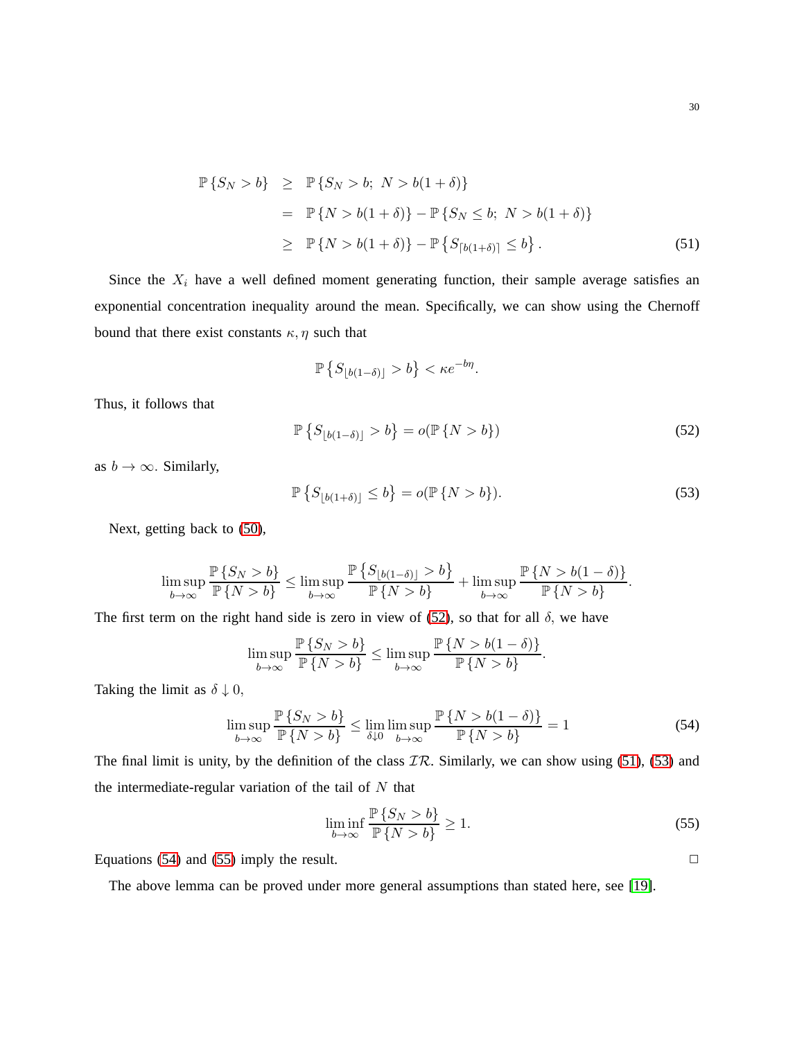$$
\begin{aligned}
\mathbb{P}\{S_N > b\} &\geq \mathbb{P}\{S_N > b;\ N > b(1+\delta)\} \\
&= \mathbb{P}\{N > b(1+\delta)\} - \mathbb{P}\{S_N \leq b;\ N > b(1+\delta)\} \\
&\geq \mathbb{P}\{N > b(1+\delta)\} - \mathbb{P}\left\{S_{\lceil b(1+\delta)\rceil} \leq b\right\}. \qquad (51)
\end{aligned}
$$

Since the $X_i$ have a well defined moment generating function, their sample average satisfies an exponential concentration inequality around the mean. Specifically, we can show using the Chernoff bound that there exist constants $\kappa, \eta$ such that

$$
\mathbb{P}\left\{S_{\lfloor b(1-\delta)\rfloor} > b\right\} < \kappa e^{-b\eta}.
$$

Thus, it follows that

$$
\mathbb{P}\left\{S_{\lfloor b(1-\delta)\rfloor} > b\right\} = o(\mathbb{P}\{N > b\}) \qquad (52)
$$

as $b \to \infty$. Similarly,

$$
\mathbb{P}\left\{S_{\lfloor b(1+\delta)\rfloor} \leq b\right\} = o(\mathbb{P}\{N > b\}). \qquad (53)
$$

Next, getting back to (50),

$$
\limsup_{b\to\infty} \frac{\mathbb{P}\{S_N > b\}}{\mathbb{P}\{N > b\}} \leq \limsup_{b\to\infty} \frac{\mathbb{P}\left\{S_{\lfloor b(1-\delta)\rfloor} > b\right\}}{\mathbb{P}\{N > b\}} + \limsup_{b\to\infty} \frac{\mathbb{P}\{N > b(1-\delta)\}}{\mathbb{P}\{N > b\}}.
$$

The first term on the right hand side is zero in view of (52), so that for all $\delta$, we have

$$
\limsup_{b\to\infty} \frac{\mathbb{P}\{S_N > b\}}{\mathbb{P}\{N > b\}} \leq \limsup_{b\to\infty} \frac{\mathbb{P}\{N > b(1-\delta)\}}{\mathbb{P}\{N > b\}}.
$$

Taking the limit as $\delta \downarrow 0$,

$$
\limsup_{b\to\infty} \frac{\mathbb{P}\{S_N > b\}}{\mathbb{P}\{N > b\}} \leq \lim_{\delta\downarrow 0} \limsup_{b\to\infty} \frac{\mathbb{P}\{N > b(1-\delta)\}}{\mathbb{P}\{N > b\}} = 1 \qquad (54)
$$

The final limit is unity, by the definition of the class $\mathcal{IR}$. Similarly, we can show using (51), (53) and the intermediate-regular variation of the tail of $N$ that

$$
\liminf_{b\to\infty} \frac{\mathbb{P}\{S_N > b\}}{\mathbb{P}\{N > b\}} \geq 1. \qquad (55)
$$

Equations (54) and (55) imply the result. □

The above lemma can be proved under more general assumptions than stated here, see [19].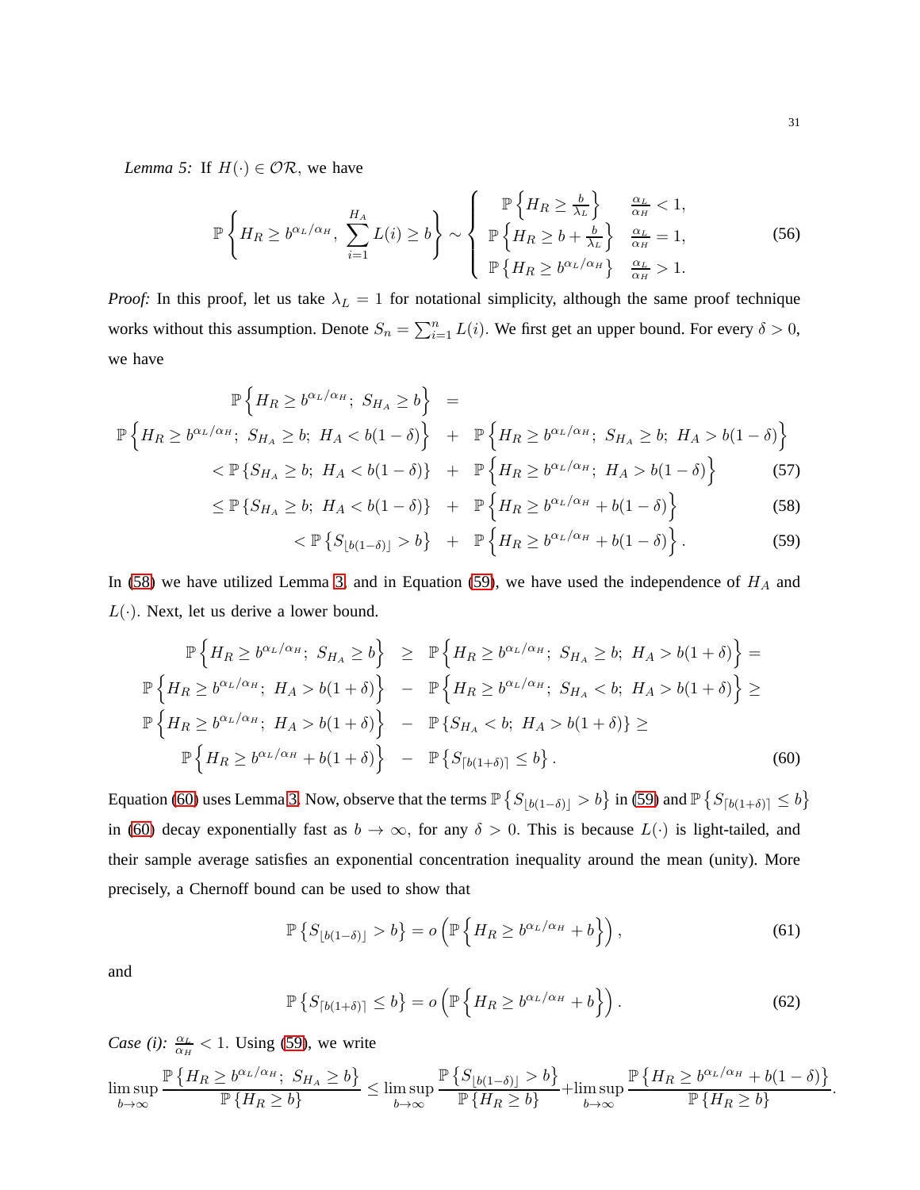*Lemma 5:* If $H(\cdot) \in \mathcal{OR}$, we have

$$
\mathbb{P}\left\{H_R \geq b^{\alpha_L/\alpha_H},\ \sum_{i=1}^{H_A} L(i) \geq b\right\} \sim \begin{cases} \mathbb{P}\left\{H_R \geq \frac{b}{\lambda_L}\right\} & \frac{\alpha_L}{\alpha_H} < 1, \\ \mathbb{P}\left\{H_R \geq b + \frac{b}{\lambda_L}\right\} & \frac{\alpha_L}{\alpha_H} = 1, \\ \mathbb{P}\left\{H_R \geq b^{\alpha_L/\alpha_H}\right\} & \frac{\alpha_L}{\alpha_H} > 1. \end{cases} \tag{56}
$$

*Proof:* In this proof, let us take $\lambda_L = 1$ for notational simplicity, although the same proof technique works without this assumption. Denote $S_n = \sum_{i=1}^{n} L(i)$. We first get an upper bound. For every $\delta > 0$, we have

$$
\begin{aligned}
&\mathbb{P}\left\{H_R \geq b^{\alpha_L/\alpha_H};\ S_{H_A} \geq b\right\} = \\
&\mathbb{P}\left\{H_R \geq b^{\alpha_L/\alpha_H};\ S_{H_A} \geq b;\ H_A < b(1-\delta)\right\} + \mathbb{P}\left\{H_R \geq b^{\alpha_L/\alpha_H};\ S_{H_A} \geq b;\ H_A > b(1-\delta)\right\} \\
&< \mathbb{P}\left\{S_{H_A} \geq b;\ H_A < b(1-\delta)\right\} + \mathbb{P}\left\{H_R \geq b^{\alpha_L/\alpha_H};\ H_A > b(1-\delta)\right\} \quad (57) \\
&\leq \mathbb{P}\left\{S_{H_A} \geq b;\ H_A < b(1-\delta)\right\} + \mathbb{P}\left\{H_R \geq b^{\alpha_L/\alpha_H} + b(1-\delta)\right\} \quad (58) \\
&< \mathbb{P}\left\{S_{\lfloor b(1-\delta)\rfloor} > b\right\} + \mathbb{P}\left\{H_R \geq b^{\alpha_L/\alpha_H} + b(1-\delta)\right\}. \quad (59)
\end{aligned}
$$

In (58) we have utilized Lemma 3, and in Equation (59), we have used the independence of $H_A$ and $L(\cdot)$. Next, let us derive a lower bound.

$$
\begin{aligned}
&\mathbb{P}\left\{H_R \geq b^{\alpha_L/\alpha_H};\ S_{H_A} \geq b\right\} \geq \mathbb{P}\left\{H_R \geq b^{\alpha_L/\alpha_H};\ S_{H_A} \geq b;\ H_A > b(1+\delta)\right\} = \\
&\mathbb{P}\left\{H_R \geq b^{\alpha_L/\alpha_H};\ H_A > b(1+\delta)\right\} - \mathbb{P}\left\{H_R \geq b^{\alpha_L/\alpha_H};\ S_{H_A} < b;\ H_A > b(1+\delta)\right\} \geq \\
&\mathbb{P}\left\{H_R \geq b^{\alpha_L/\alpha_H};\ H_A > b(1+\delta)\right\} - \mathbb{P}\left\{S_{H_A} < b;\ H_A > b(1+\delta)\right\} \geq \\
&\mathbb{P}\left\{H_R \geq b^{\alpha_L/\alpha_H} + b(1+\delta)\right\} - \mathbb{P}\left\{S_{\lceil b(1+\delta)\rceil} \leq b\right\}. \quad (60)
\end{aligned}
$$

Equation (60) uses Lemma 3. Now, observe that the terms $\mathbb{P}\left\{S_{\lfloor b(1-\delta)\rfloor} > b\right\}$ in (59) and $\mathbb{P}\left\{S_{\lceil b(1+\delta)\rceil} \leq b\right\}$ in (60) decay exponentially fast as $b \to \infty$, for any $\delta > 0$. This is because $L(\cdot)$ is light-tailed, and their sample average satisfies an exponential concentration inequality around the mean (unity). More precisely, a Chernoff bound can be used to show that

$$
\mathbb{P}\left\{S_{\lfloor b(1-\delta)\rfloor} > b\right\} = o\left(\mathbb{P}\left\{H_R \geq b^{\alpha_L/\alpha_H} + b\right\}\right), \tag{61}
$$

and

$$
\mathbb{P}\left\{S_{\lceil b(1+\delta)\rceil} \leq b\right\} = o\left(\mathbb{P}\left\{H_R \geq b^{\alpha_L/\alpha_H} + b\right\}\right). \tag{62}
$$

*Case (i):* $\frac{\alpha_L}{\alpha_H} < 1$. Using (59), we write

$$
\limsup_{b\to\infty} \frac{\mathbb{P}\left\{H_R \geq b^{\alpha_L/\alpha_H};\ S_{H_A} \geq b\right\}}{\mathbb{P}\left\{H_R \geq b\right\}} \leq \limsup_{b\to\infty} \frac{\mathbb{P}\left\{S_{\lfloor b(1-\delta)\rfloor} > b\right\}}{\mathbb{P}\left\{H_R \geq b\right\}} + \limsup_{b\to\infty} \frac{\mathbb{P}\left\{H_R \geq b^{\alpha_L/\alpha_H} + b(1-\delta)\right\}}{\mathbb{P}\left\{H_R \geq b\right\}}.
$$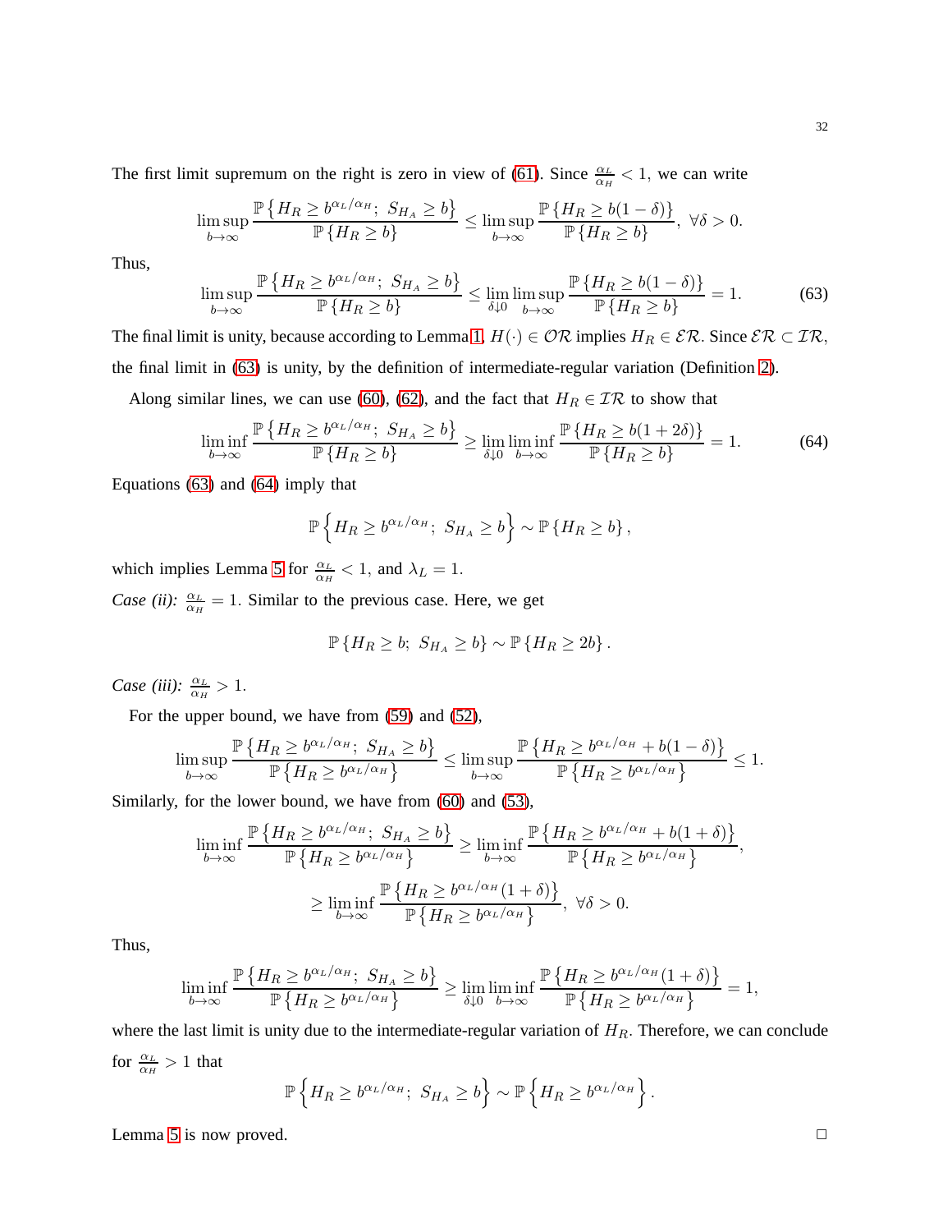The first limit supremum on the right is zero in view of (61). Since $\frac{\alpha_L}{\alpha_H} < 1$, we can write

$$\limsup_{b\to\infty} \frac{\mathbb{P}\left\{H_R \geq b^{\alpha_L/\alpha_H};\ S_{H_A} \geq b\right\}}{\mathbb{P}\left\{H_R \geq b\right\}} \leq \limsup_{b\to\infty} \frac{\mathbb{P}\left\{H_R \geq b(1-\delta)\right\}}{\mathbb{P}\left\{H_R \geq b\right\}},\ \forall \delta > 0.$$

Thus,

$$\limsup_{b\to\infty} \frac{\mathbb{P}\left\{H_R \geq b^{\alpha_L/\alpha_H};\ S_{H_A} \geq b\right\}}{\mathbb{P}\left\{H_R \geq b\right\}} \leq \lim_{\delta \downarrow 0} \limsup_{b\to\infty} \frac{\mathbb{P}\left\{H_R \geq b(1-\delta)\right\}}{\mathbb{P}\left\{H_R \geq b\right\}} = 1. \tag{63}$$

The final limit is unity, because according to Lemma 1, $H(\cdot) \in \mathcal{OR}$ implies $H_R \in \mathcal{ER}$. Since $\mathcal{ER} \subset \mathcal{IR}$, the final limit in (63) is unity, by the definition of intermediate-regular variation (Definition 2).

Along similar lines, we can use (60), (62), and the fact that $H_R \in \mathcal{IR}$ to show that

$$\liminf_{b\to\infty} \frac{\mathbb{P}\left\{H_R \geq b^{\alpha_L/\alpha_H};\ S_{H_A} \geq b\right\}}{\mathbb{P}\left\{H_R \geq b\right\}} \geq \lim_{\delta \downarrow 0} \liminf_{b\to\infty} \frac{\mathbb{P}\left\{H_R \geq b(1+2\delta)\right\}}{\mathbb{P}\left\{H_R \geq b\right\}} = 1. \tag{64}$$

Equations (63) and (64) imply that

$$\mathbb{P}\left\{H_R \geq b^{\alpha_L/\alpha_H};\ S_{H_A} \geq b\right\} \sim \mathbb{P}\left\{H_R \geq b\right\},$$

which implies Lemma 5 for $\frac{\alpha_L}{\alpha_H} < 1$, and $\lambda_L = 1$.

*Case (ii):* $\frac{\alpha_L}{\alpha_H} = 1$. Similar to the previous case. Here, we get

$$\mathbb{P}\left\{H_R \geq b;\ S_{H_A} \geq b\right\} \sim \mathbb{P}\left\{H_R \geq 2b\right\}.$$

*Case (iii):* $\frac{\alpha_L}{\alpha_H} > 1$.

For the upper bound, we have from (59) and (52),

$$\limsup_{b\to\infty} \frac{\mathbb{P}\left\{H_R \geq b^{\alpha_L/\alpha_H};\ S_{H_A} \geq b\right\}}{\mathbb{P}\left\{H_R \geq b^{\alpha_L/\alpha_H}\right\}} \leq \limsup_{b\to\infty} \frac{\mathbb{P}\left\{H_R \geq b^{\alpha_L/\alpha_H} + b(1-\delta)\right\}}{\mathbb{P}\left\{H_R \geq b^{\alpha_L/\alpha_H}\right\}} \leq 1.$$

Similarly, for the lower bound, we have from (60) and (53),

$$\liminf_{b\to\infty} \frac{\mathbb{P}\left\{H_R \geq b^{\alpha_L/\alpha_H};\ S_{H_A} \geq b\right\}}{\mathbb{P}\left\{H_R \geq b^{\alpha_L/\alpha_H}\right\}} \geq \liminf_{b\to\infty} \frac{\mathbb{P}\left\{H_R \geq b^{\alpha_L/\alpha_H} + b(1+\delta)\right\}}{\mathbb{P}\left\{H_R \geq b^{\alpha_L/\alpha_H}\right\}},$$

$$\geq \liminf_{b\to\infty} \frac{\mathbb{P}\left\{H_R \geq b^{\alpha_L/\alpha_H}(1+\delta)\right\}}{\mathbb{P}\left\{H_R \geq b^{\alpha_L/\alpha_H}\right\}},\ \forall \delta > 0.$$

Thus,

$$\liminf_{b\to\infty} \frac{\mathbb{P}\left\{H_R \geq b^{\alpha_L/\alpha_H};\ S_{H_A} \geq b\right\}}{\mathbb{P}\left\{H_R \geq b^{\alpha_L/\alpha_H}\right\}} \geq \lim_{\delta \downarrow 0} \liminf_{b\to\infty} \frac{\mathbb{P}\left\{H_R \geq b^{\alpha_L/\alpha_H}(1+\delta)\right\}}{\mathbb{P}\left\{H_R \geq b^{\alpha_L/\alpha_H}\right\}} = 1,$$

where the last limit is unity due to the intermediate-regular variation of $H_R$. Therefore, we can conclude for $\frac{\alpha_L}{\alpha_H} > 1$ that

$$\mathbb{P}\left\{H_R \geq b^{\alpha_L/\alpha_H};\ S_{H_A} \geq b\right\} \sim \mathbb{P}\left\{H_R \geq b^{\alpha_L/\alpha_H}\right\}.$$

Lemma 5 is now proved. □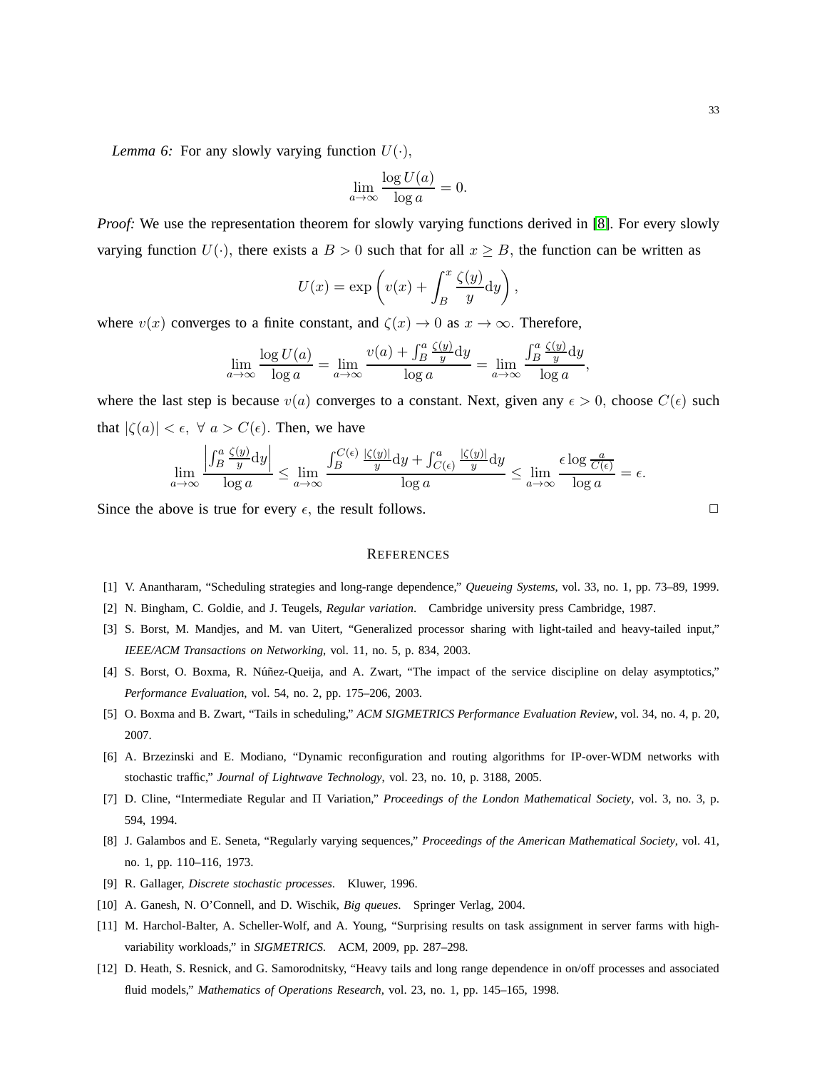*Lemma 6:* For any slowly varying function $U(\cdot)$,

$$\lim_{a\to\infty} \frac{\log U(a)}{\log a} = 0.$$

*Proof:* We use the representation theorem for slowly varying functions derived in [8]. For every slowly varying function $U(\cdot)$, there exists a $B > 0$ such that for all $x \geq B$, the function can be written as

$$U(x) = \exp\left( v(x) + \int_B^x \frac{\zeta(y)}{y} \mathrm{d}y \right),$$

where $v(x)$ converges to a finite constant, and $\zeta(x) \to 0$ as $x \to \infty$. Therefore,

$$\lim_{a\to\infty} \frac{\log U(a)}{\log a} = \lim_{a\to\infty} \frac{v(a) + \int_B^a \frac{\zeta(y)}{y} \mathrm{d}y}{\log a} = \lim_{a\to\infty} \frac{\int_B^a \frac{\zeta(y)}{y} \mathrm{d}y}{\log a},$$

where the last step is because $v(a)$ converges to a constant. Next, given any $\epsilon > 0$, choose $C(\epsilon)$ such that $|\zeta(a)| < \epsilon, \ \forall \ a > C(\epsilon)$. Then, we have

$$\lim_{a\to\infty} \frac{\left| \int_B^a \frac{\zeta(y)}{y} \mathrm{d}y \right|}{\log a} \leq \lim_{a\to\infty} \frac{\int_B^{C(\epsilon)} \frac{|\zeta(y)|}{y} \mathrm{d}y + \int_{C(\epsilon)}^a \frac{|\zeta(y)|}{y} \mathrm{d}y}{\log a} \leq \lim_{a\to\infty} \frac{\epsilon \log \frac{a}{C(\epsilon)}}{\log a} = \epsilon.$$

Since the above is true for every $\epsilon$, the result follows. □

## References

[1] V. Anantharam, "Scheduling strategies and long-range dependence," *Queueing Systems*, vol. 33, no. 1, pp. 73–89, 1999.

[2] N. Bingham, C. Goldie, and J. Teugels, *Regular variation*. Cambridge university press Cambridge, 1987.

[3] S. Borst, M. Mandjes, and M. van Uitert, "Generalized processor sharing with light-tailed and heavy-tailed input," *IEEE/ACM Transactions on Networking*, vol. 11, no. 5, p. 834, 2003.

[4] S. Borst, O. Boxma, R. Núñez-Queija, and A. Zwart, "The impact of the service discipline on delay asymptotics," *Performance Evaluation*, vol. 54, no. 2, pp. 175–206, 2003.

[5] O. Boxma and B. Zwart, "Tails in scheduling," *ACM SIGMETRICS Performance Evaluation Review*, vol. 34, no. 4, p. 20, 2007.

[6] A. Brzezinski and E. Modiano, "Dynamic reconfiguration and routing algorithms for IP-over-WDM networks with stochastic traffic," *Journal of Lightwave Technology*, vol. 23, no. 10, p. 3188, 2005.

[7] D. Cline, "Intermediate Regular and Π Variation," *Proceedings of the London Mathematical Society*, vol. 3, no. 3, p. 594, 1994.

[8] J. Galambos and E. Seneta, "Regularly varying sequences," *Proceedings of the American Mathematical Society*, vol. 41, no. 1, pp. 110–116, 1973.

[9] R. Gallager, *Discrete stochastic processes*. Kluwer, 1996.

[10] A. Ganesh, N. O'Connell, and D. Wischik, *Big queues*. Springer Verlag, 2004.

[11] M. Harchol-Balter, A. Scheller-Wolf, and A. Young, "Surprising results on task assignment in server farms with high-variability workloads," in *SIGMETRICS*. ACM, 2009, pp. 287–298.

[12] D. Heath, S. Resnick, and G. Samorodnitsky, "Heavy tails and long range dependence in on/off processes and associated fluid models," *Mathematics of Operations Research*, vol. 23, no. 1, pp. 145–165, 1998.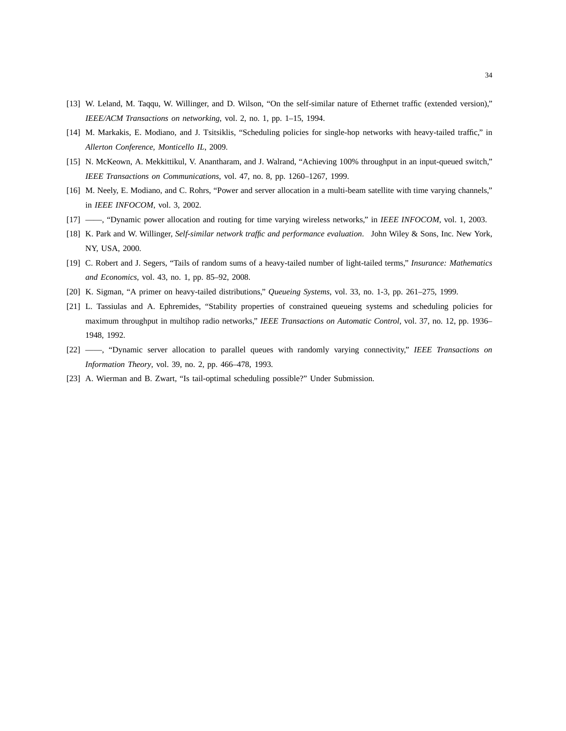[13] W. Leland, M. Taqqu, W. Willinger, and D. Wilson, "On the self-similar nature of Ethernet traffic (extended version)," *IEEE/ACM Transactions on networking*, vol. 2, no. 1, pp. 1–15, 1994.

[14] M. Markakis, E. Modiano, and J. Tsitsiklis, "Scheduling policies for single-hop networks with heavy-tailed traffic," in *Allerton Conference, Monticello IL*, 2009.

[15] N. McKeown, A. Mekkittikul, V. Anantharam, and J. Walrand, "Achieving 100% throughput in an input-queued switch," *IEEE Transactions on Communications*, vol. 47, no. 8, pp. 1260–1267, 1999.

[16] M. Neely, E. Modiano, and C. Rohrs, "Power and server allocation in a multi-beam satellite with time varying channels," in *IEEE INFOCOM*, vol. 3, 2002.

[17] ——, "Dynamic power allocation and routing for time varying wireless networks," in *IEEE INFOCOM*, vol. 1, 2003.

[18] K. Park and W. Willinger, *Self-similar network traffic and performance evaluation*. John Wiley & Sons, Inc. New York, NY, USA, 2000.

[19] C. Robert and J. Segers, "Tails of random sums of a heavy-tailed number of light-tailed terms," *Insurance: Mathematics and Economics*, vol. 43, no. 1, pp. 85–92, 2008.

[20] K. Sigman, "A primer on heavy-tailed distributions," *Queueing Systems*, vol. 33, no. 1-3, pp. 261–275, 1999.

[21] L. Tassiulas and A. Ephremides, "Stability properties of constrained queueing systems and scheduling policies for maximum throughput in multihop radio networks," *IEEE Transactions on Automatic Control*, vol. 37, no. 12, pp. 1936–1948, 1992.

[22] ——, "Dynamic server allocation to parallel queues with randomly varying connectivity," *IEEE Transactions on Information Theory*, vol. 39, no. 2, pp. 466–478, 1993.

[23] A. Wierman and B. Zwart, "Is tail-optimal scheduling possible?" Under Submission.